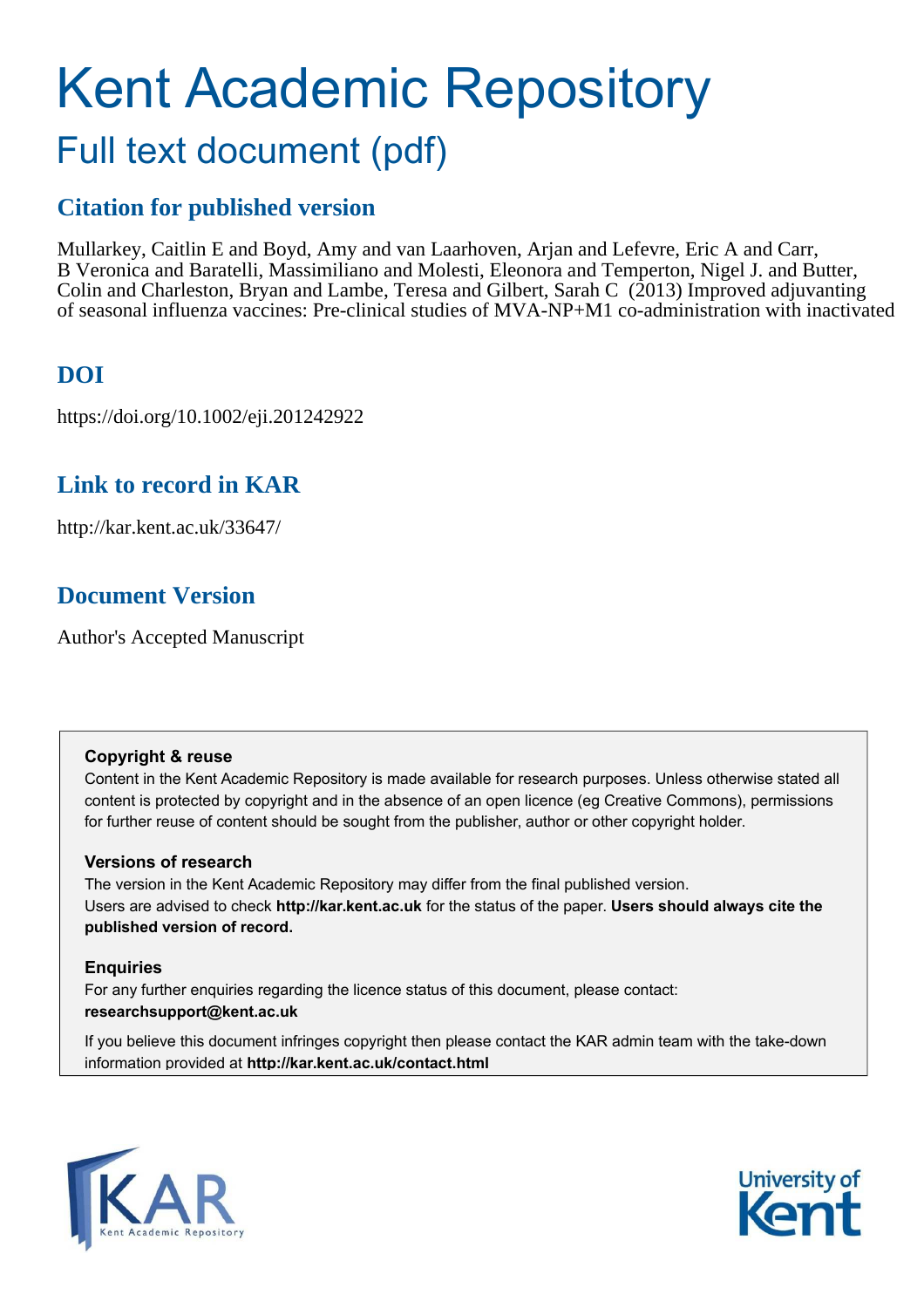# Kent Academic Repository

## Full text document (pdf)

## Citation for published version

Mullarkey, Caitlin E and Boyd, Amy and van Laarhoven, Arjan and Lefevre, Eric A and Carr, B Veronica and Baratelli, Massimiliano and Molesti, Eleonora and Temperton, Nigel J. and Butter, Colin and Charleston, Bryan and Lambe, Teresa and Gilbert, Sarah C (2013) Improved adjuvanting of seasonal influenza vaccines: Pre-clinical studies of MVA-NP+M1 co-administration with inactivated

## DOI

https://doi.org/10.1002/eji.201242922

## Link to record in KAR

http://kar.kent.ac.uk/33647/

## Document Version

Author's Accepted Manuscript

**Copyright & reuse**

Content in the Kent Academic Repository is made available for research purposes. Unless otherwise stated all content is protected by copyright and in the absence of an open licence (eg Creative Commons), permissions for further reuse of content should be sought from the publisher, author or other copyright holder.

**Versions of research**

The version in the Kent Academic Repository may differ from the final published version. Users are advised to check **http://kar.kent.ac.uk** for the status of the paper. **Users should always cite the published version of record.**

**Enquiries**

For any further enquiries regarding the licence status of this document, please contact: **researchsupport@kent.ac.uk**

If you believe this document infringes copyright then please contact the KAR admin team with the take-down information provided at **http://kar.kent.ac.uk/contact.html**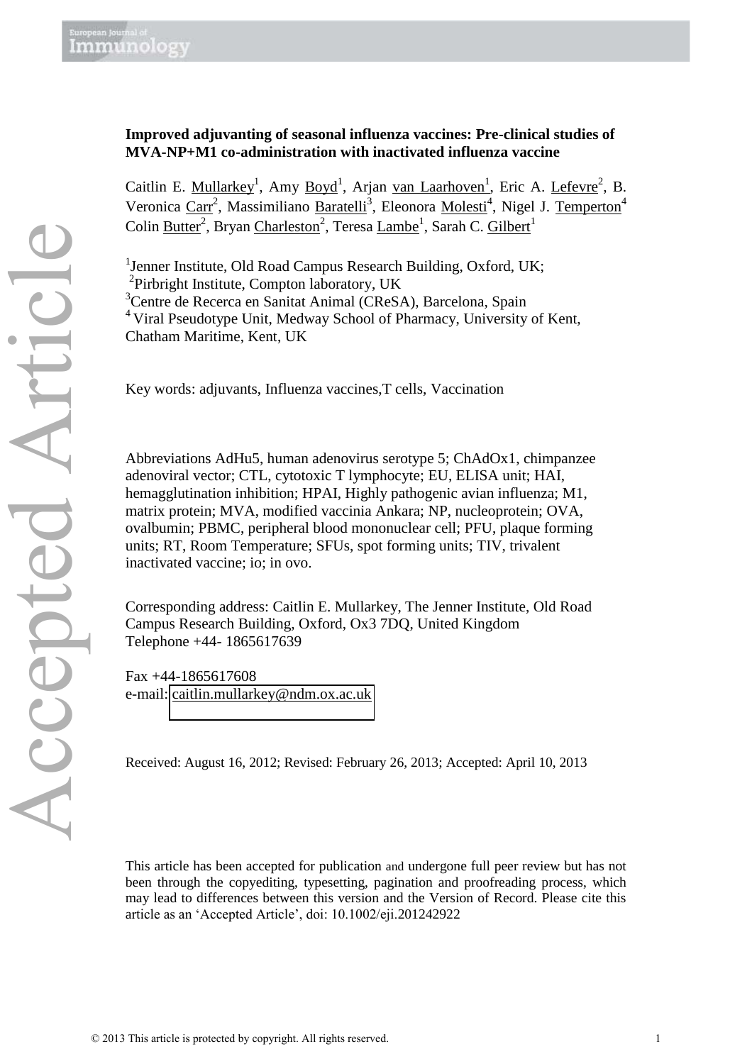**Improved adjuvanting of seasonal influenza vaccines: Pre-clinical studies of MVA-NP+M1 co-administration with inactivated influenza vaccine**

Caitlin E. Mullarkey[1], Amy Boyd[1], Arjan van Laarhoven[1], Eric A. Lefevre[2], B. Veronica Carr[2], Massimiliano Baratelli[3], Eleonora Molesti[4], Nigel J. Temperton[4] Colin Butter[2], Bryan Charleston[2], Teresa Lambe[1], Sarah C. Gilbert[1]

[1]Jenner Institute, Old Road Campus Research Building, Oxford, UK;
[2]Pirbright Institute, Compton laboratory, UK
[3]Centre de Recerca en Sanitat Animal (CReSA), Barcelona, Spain
[4]Viral Pseudotype Unit, Medway School of Pharmacy, University of Kent, Chatham Maritime, Kent, UK

Key words: adjuvants, Influenza vaccines,T cells, Vaccination

Abbreviations AdHu5, human adenovirus serotype 5; ChAdOx1, chimpanzee adenoviral vector; CTL, cytotoxic T lymphocyte; EU, ELISA unit; HAI, hemagglutination inhibition; HPAI, Highly pathogenic avian influenza; M1, matrix protein; MVA, modified vaccinia Ankara; NP, nucleoprotein; OVA, ovalbumin; PBMC, peripheral blood mononuclear cell; PFU, plaque forming units; RT, Room Temperature; SFUs, spot forming units; TIV, trivalent inactivated vaccine; io; in ovo.

Corresponding address: Caitlin E. Mullarkey, The Jenner Institute, Old Road Campus Research Building, Oxford, Ox3 7DQ, United Kingdom
Telephone +44- 1865617639

Fax +44-1865617608
e-mail: caitlin.mullarkey@ndm.ox.ac.uk

Received: August 16, 2012; Revised: February 26, 2013; Accepted: April 10, 2013

This article has been accepted for publication and undergone full peer review but has not been through the copyediting, typesetting, pagination and proofreading process, which may lead to differences between this version and the Version of Record. Please cite this article as an 'Accepted Article', doi: 10.1002/eji.201242922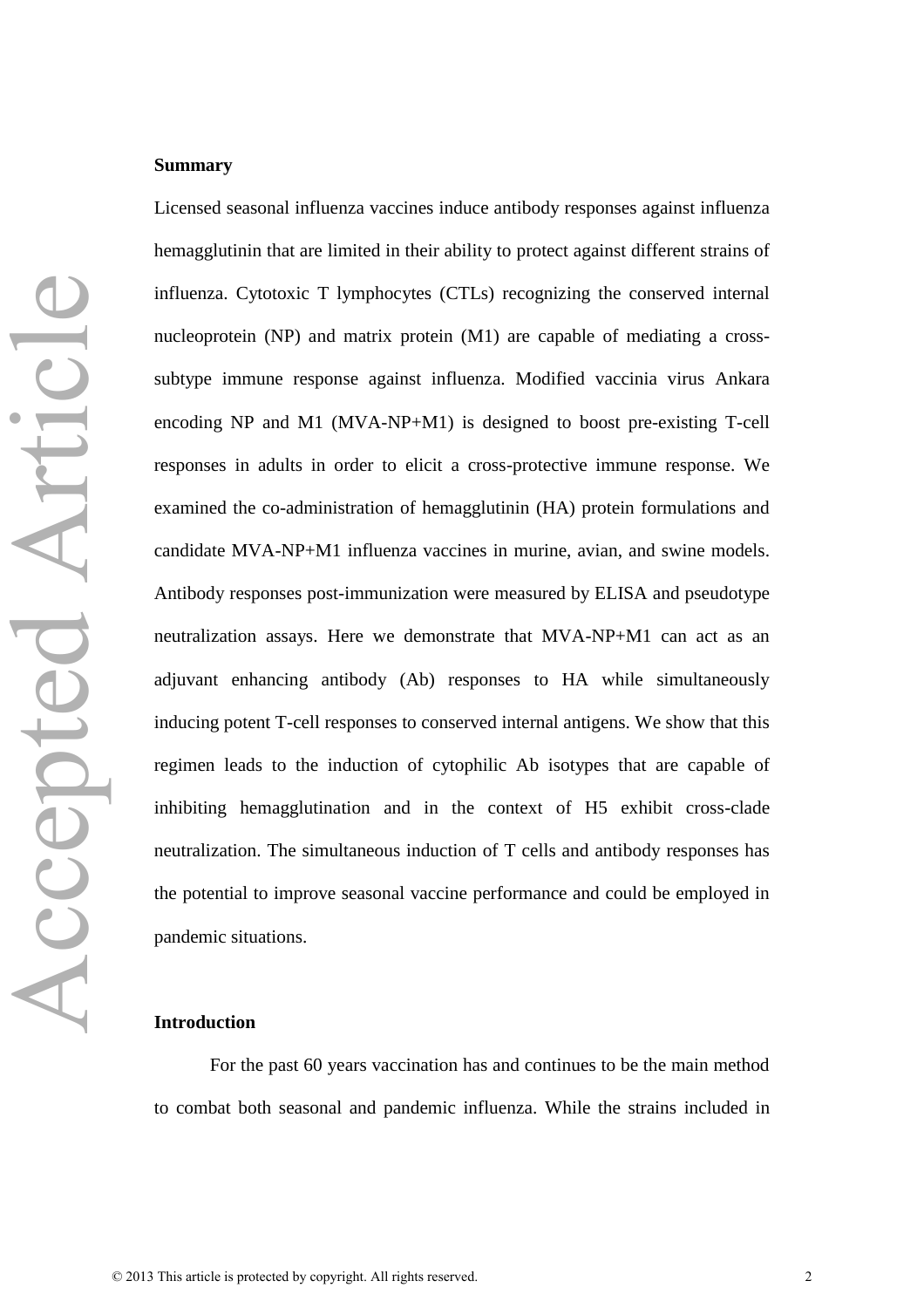## Summary

Licensed seasonal influenza vaccines induce antibody responses against influenza hemagglutinin that are limited in their ability to protect against different strains of influenza. Cytotoxic T lymphocytes (CTLs) recognizing the conserved internal nucleoprotein (NP) and matrix protein (M1) are capable of mediating a cross-subtype immune response against influenza. Modified vaccinia virus Ankara encoding NP and M1 (MVA-NP+M1) is designed to boost pre-existing T-cell responses in adults in order to elicit a cross-protective immune response. We examined the co-administration of hemagglutinin (HA) protein formulations and candidate MVA-NP+M1 influenza vaccines in murine, avian, and swine models. Antibody responses post-immunization were measured by ELISA and pseudotype neutralization assays. Here we demonstrate that MVA-NP+M1 can act as an adjuvant enhancing antibody (Ab) responses to HA while simultaneously inducing potent T-cell responses to conserved internal antigens. We show that this regimen leads to the induction of cytophilic Ab isotypes that are capable of inhibiting hemagglutination and in the context of H5 exhibit cross-clade neutralization. The simultaneous induction of T cells and antibody responses has the potential to improve seasonal vaccine performance and could be employed in pandemic situations.

## Introduction

For the past 60 years vaccination has and continues to be the main method to combat both seasonal and pandemic influenza. While the strains included in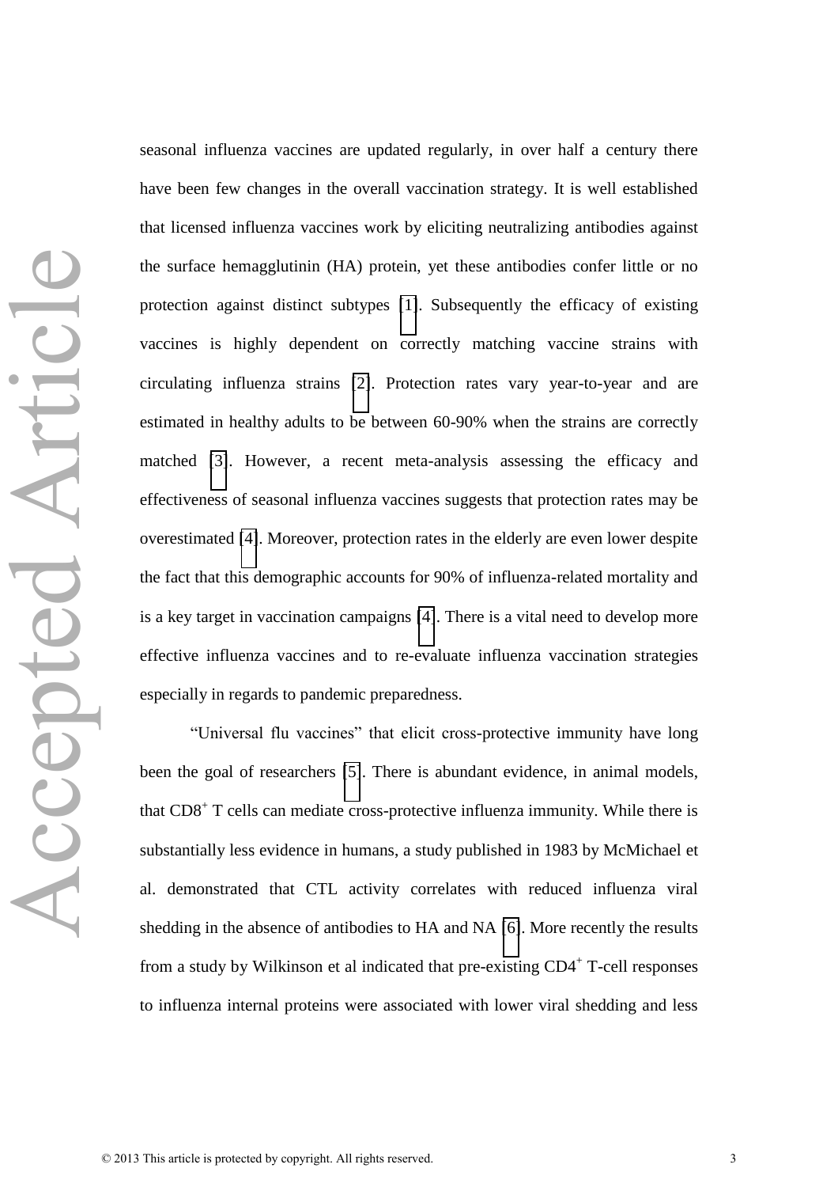seasonal influenza vaccines are updated regularly, in over half a century there have been few changes in the overall vaccination strategy. It is well established that licensed influenza vaccines work by eliciting neutralizing antibodies against the surface hemagglutinin (HA) protein, yet these antibodies confer little or no protection against distinct subtypes [1]. Subsequently the efficacy of existing vaccines is highly dependent on correctly matching vaccine strains with circulating influenza strains [2]. Protection rates vary year-to-year and are estimated in healthy adults to be between 60-90% when the strains are correctly matched [3]. However, a recent meta-analysis assessing the efficacy and effectiveness of seasonal influenza vaccines suggests that protection rates may be overestimated [4]. Moreover, protection rates in the elderly are even lower despite the fact that this demographic accounts for 90% of influenza-related mortality and is a key target in vaccination campaigns [4]. There is a vital need to develop more effective influenza vaccines and to re-evaluate influenza vaccination strategies especially in regards to pandemic preparedness.

"Universal flu vaccines" that elicit cross-protective immunity have long been the goal of researchers [5]. There is abundant evidence, in animal models, that $CD8^+$ T cells can mediate cross-protective influenza immunity. While there is substantially less evidence in humans, a study published in 1983 by McMichael et al. demonstrated that CTL activity correlates with reduced influenza viral shedding in the absence of antibodies to HA and NA [6]. More recently the results from a study by Wilkinson et al indicated that pre-existing $CD4^+$ T-cell responses to influenza internal proteins were associated with lower viral shedding and less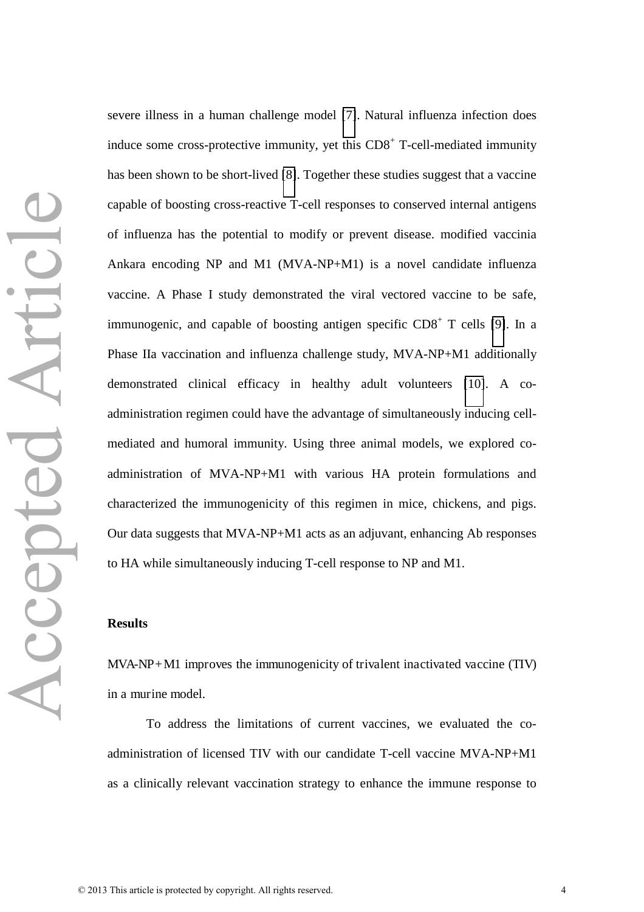severe illness in a human challenge model [7]. Natural influenza infection does induce some cross-protective immunity, yet this $CD8^+$ T-cell-mediated immunity has been shown to be short-lived [8]. Together these studies suggest that a vaccine capable of boosting cross-reactive T-cell responses to conserved internal antigens of influenza has the potential to modify or prevent disease. modified vaccinia Ankara encoding NP and M1 (MVA-NP+M1) is a novel candidate influenza vaccine. A Phase I study demonstrated the viral vectored vaccine to be safe, immunogenic, and capable of boosting antigen specific $CD8^+$ T cells [9]. In a Phase IIa vaccination and influenza challenge study, MVA-NP+M1 additionally demonstrated clinical efficacy in healthy adult volunteers [10]. A co-administration regimen could have the advantage of simultaneously inducing cell-mediated and humoral immunity. Using three animal models, we explored co-administration of MVA-NP+M1 with various HA protein formulations and characterized the immunogenicity of this regimen in mice, chickens, and pigs. Our data suggests that MVA-NP+M1 acts as an adjuvant, enhancing Ab responses to HA while simultaneously inducing T-cell response to NP and M1.

## Results

MVA-NP+M1 improves the immunogenicity of trivalent inactivated vaccine (TIV) in a murine model.

To address the limitations of current vaccines, we evaluated the co-administration of licensed TIV with our candidate T-cell vaccine MVA-NP+M1 as a clinically relevant vaccination strategy to enhance the immune response to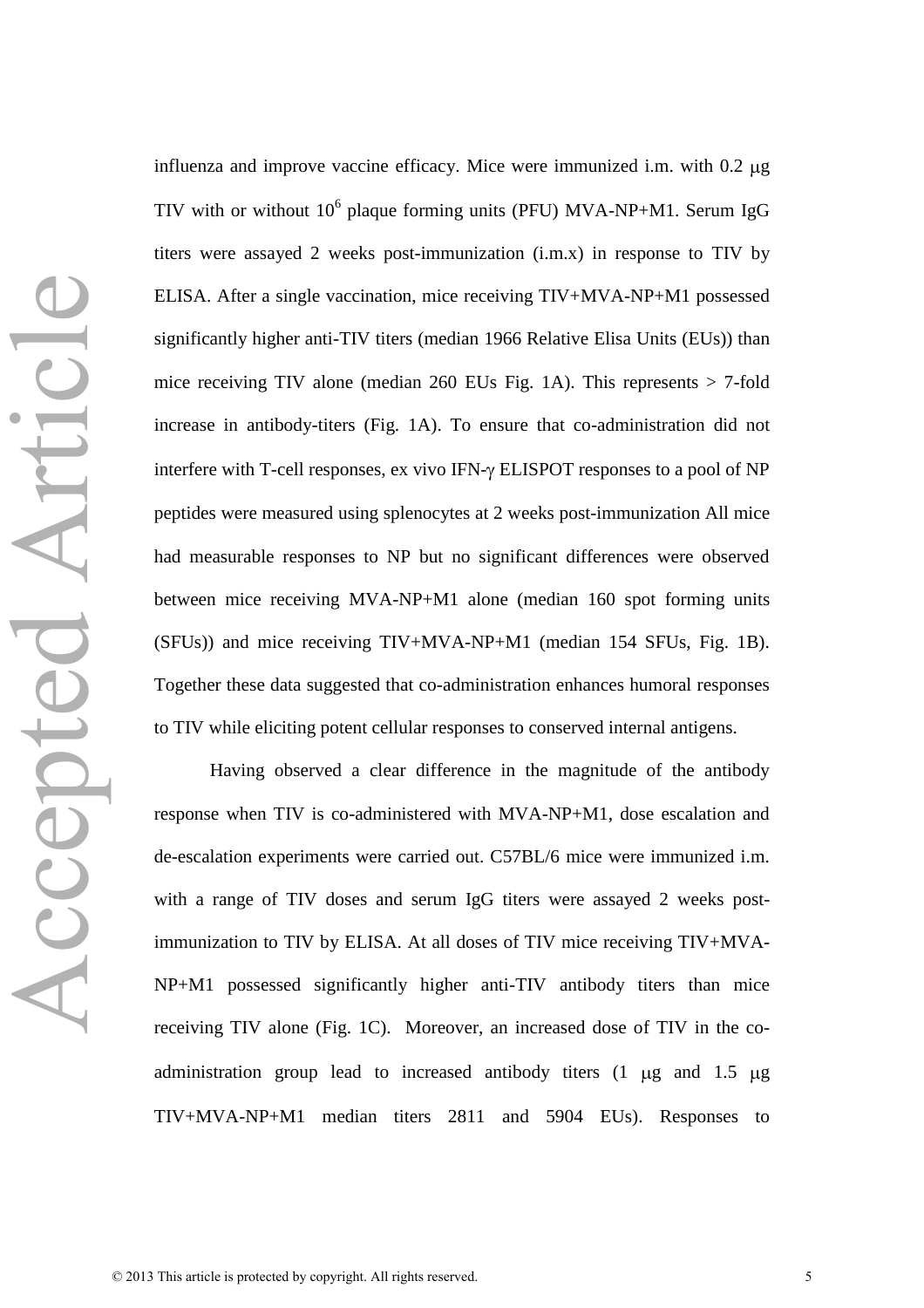influenza and improve vaccine efficacy. Mice were immunized i.m. with 0.2 μg TIV with or without $10^6$ plaque forming units (PFU) MVA-NP+M1. Serum IgG titers were assayed 2 weeks post-immunization (i.m.x) in response to TIV by ELISA. After a single vaccination, mice receiving TIV+MVA-NP+M1 possessed significantly higher anti-TIV titers (median 1966 Relative Elisa Units (EUs)) than mice receiving TIV alone (median 260 EUs Fig. 1A). This represents > 7-fold increase in antibody-titers (Fig. 1A). To ensure that co-administration did not interfere with T-cell responses, ex vivo IFN-γ ELISPOT responses to a pool of NP peptides were measured using splenocytes at 2 weeks post-immunization All mice had measurable responses to NP but no significant differences were observed between mice receiving MVA-NP+M1 alone (median 160 spot forming units (SFUs)) and mice receiving TIV+MVA-NP+M1 (median 154 SFUs, Fig. 1B). Together these data suggested that co-administration enhances humoral responses to TIV while eliciting potent cellular responses to conserved internal antigens.

Having observed a clear difference in the magnitude of the antibody response when TIV is co-administered with MVA-NP+M1, dose escalation and de-escalation experiments were carried out. C57BL/6 mice were immunized i.m. with a range of TIV doses and serum IgG titers were assayed 2 weeks post-immunization to TIV by ELISA. At all doses of TIV mice receiving TIV+MVA-NP+M1 possessed significantly higher anti-TIV antibody titers than mice receiving TIV alone (Fig. 1C). Moreover, an increased dose of TIV in the co-administration group lead to increased antibody titers (1 μg and 1.5 μg TIV+MVA-NP+M1 median titers 2811 and 5904 EUs). Responses to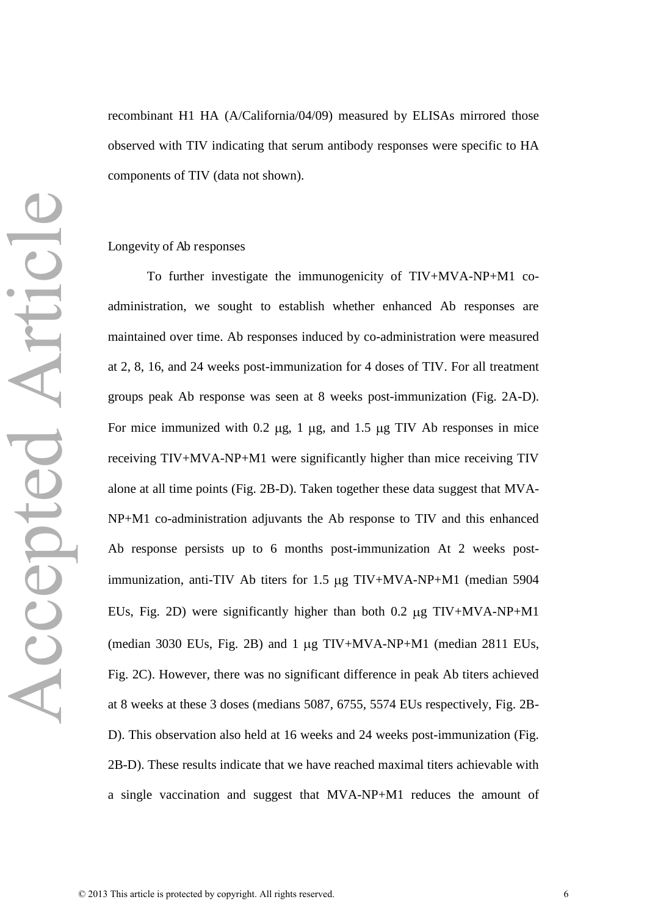recombinant H1 HA (A/California/04/09) measured by ELISAs mirrored those observed with TIV indicating that serum antibody responses were specific to HA components of TIV (data not shown).

Longevity of Ab responses

To further investigate the immunogenicity of TIV+MVA-NP+M1 co-administration, we sought to establish whether enhanced Ab responses are maintained over time. Ab responses induced by co-administration were measured at 2, 8, 16, and 24 weeks post-immunization for 4 doses of TIV. For all treatment groups peak Ab response was seen at 8 weeks post-immunization (Fig. 2A-D). For mice immunized with 0.2 μg, 1 μg, and 1.5 μg TIV Ab responses in mice receiving TIV+MVA-NP+M1 were significantly higher than mice receiving TIV alone at all time points (Fig. 2B-D). Taken together these data suggest that MVA-NP+M1 co-administration adjuvants the Ab response to TIV and this enhanced Ab response persists up to 6 months post-immunization At 2 weeks post-immunization, anti-TIV Ab titers for 1.5 μg TIV+MVA-NP+M1 (median 5904 EUs, Fig. 2D) were significantly higher than both 0.2 μg TIV+MVA-NP+M1 (median 3030 EUs, Fig. 2B) and 1 μg TIV+MVA-NP+M1 (median 2811 EUs, Fig. 2C). However, there was no significant difference in peak Ab titers achieved at 8 weeks at these 3 doses (medians 5087, 6755, 5574 EUs respectively, Fig. 2B-D). This observation also held at 16 weeks and 24 weeks post-immunization (Fig. 2B-D). These results indicate that we have reached maximal titers achievable with a single vaccination and suggest that MVA-NP+M1 reduces the amount of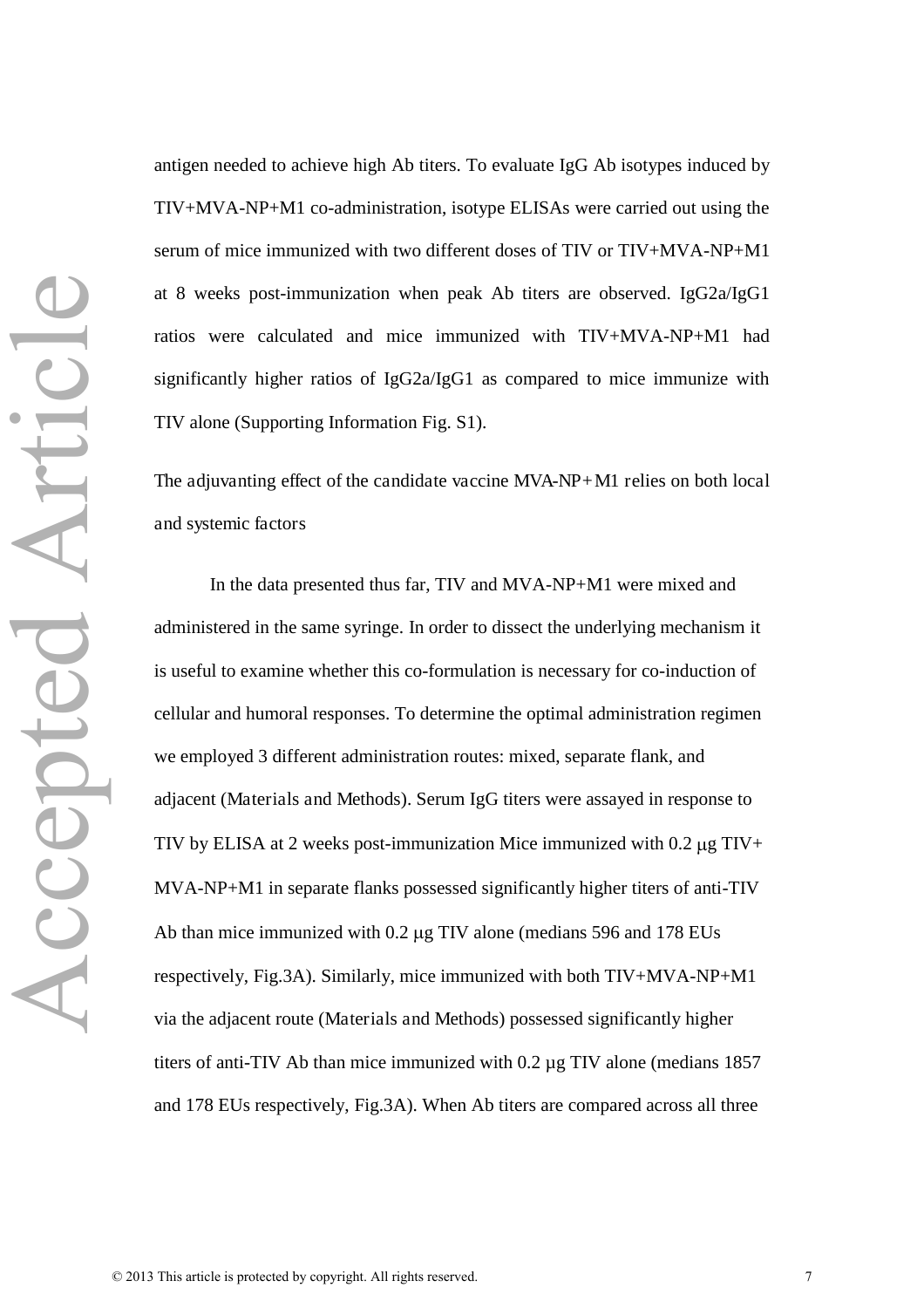antigen needed to achieve high Ab titers. To evaluate IgG Ab isotypes induced by TIV+MVA-NP+M1 co-administration, isotype ELISAs were carried out using the serum of mice immunized with two different doses of TIV or TIV+MVA-NP+M1 at 8 weeks post-immunization when peak Ab titers are observed. IgG2a/IgG1 ratios were calculated and mice immunized with TIV+MVA-NP+M1 had significantly higher ratios of IgG2a/IgG1 as compared to mice immunize with TIV alone (Supporting Information Fig. S1).

## The adjuvanting effect of the candidate vaccine MVA-NP+M1 relies on both local and systemic factors

In the data presented thus far, TIV and MVA-NP+M1 were mixed and administered in the same syringe. In order to dissect the underlying mechanism it is useful to examine whether this co-formulation is necessary for co-induction of cellular and humoral responses. To determine the optimal administration regimen we employed 3 different administration routes: mixed, separate flank, and adjacent (Materials and Methods). Serum IgG titers were assayed in response to TIV by ELISA at 2 weeks post-immunization Mice immunized with 0.2 μg TIV+ MVA-NP+M1 in separate flanks possessed significantly higher titers of anti-TIV Ab than mice immunized with 0.2 μg TIV alone (medians 596 and 178 EUs respectively, Fig.3A). Similarly, mice immunized with both TIV+MVA-NP+M1 via the adjacent route (Materials and Methods) possessed significantly higher titers of anti-TIV Ab than mice immunized with 0.2 μg TIV alone (medians 1857 and 178 EUs respectively, Fig.3A). When Ab titers are compared across all three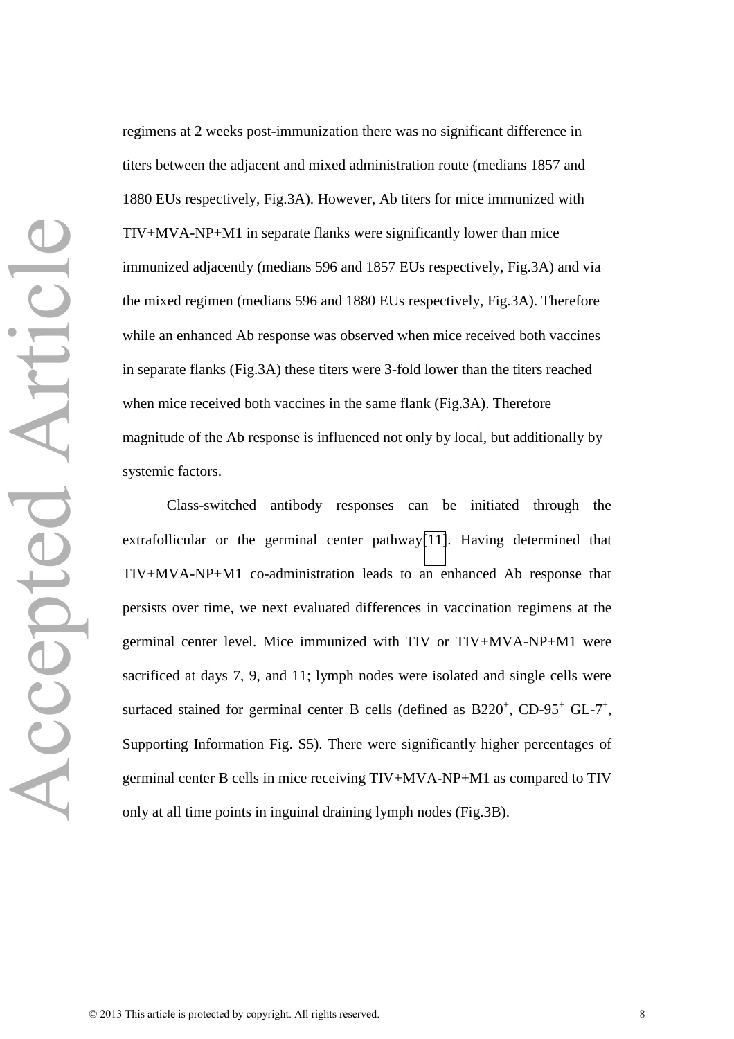regimens at 2 weeks post-immunization there was no significant difference in titers between the adjacent and mixed administration route (medians 1857 and 1880 EUs respectively, Fig.3A). However, Ab titers for mice immunized with TIV+MVA-NP+M1 in separate flanks were significantly lower than mice immunized adjacently (medians 596 and 1857 EUs respectively, Fig.3A) and via the mixed regimen (medians 596 and 1880 EUs respectively, Fig.3A). Therefore while an enhanced Ab response was observed when mice received both vaccines in separate flanks (Fig.3A) these titers were 3-fold lower than the titers reached when mice received both vaccines in the same flank (Fig.3A). Therefore magnitude of the Ab response is influenced not only by local, but additionally by systemic factors.

Class-switched antibody responses can be initiated through the extrafollicular or the germinal center pathway[11]. Having determined that TIV+MVA-NP+M1 co-administration leads to an enhanced Ab response that persists over time, we next evaluated differences in vaccination regimens at the germinal center level. Mice immunized with TIV or TIV+MVA-NP+M1 were sacrificed at days 7, 9, and 11; lymph nodes were isolated and single cells were surfaced stained for germinal center B cells (defined as B220$^{+}$, CD-95$^{+}$ GL-7$^{+}$, Supporting Information Fig. S5). There were significantly higher percentages of germinal center B cells in mice receiving TIV+MVA-NP+M1 as compared to TIV only at all time points in inguinal draining lymph nodes (Fig.3B).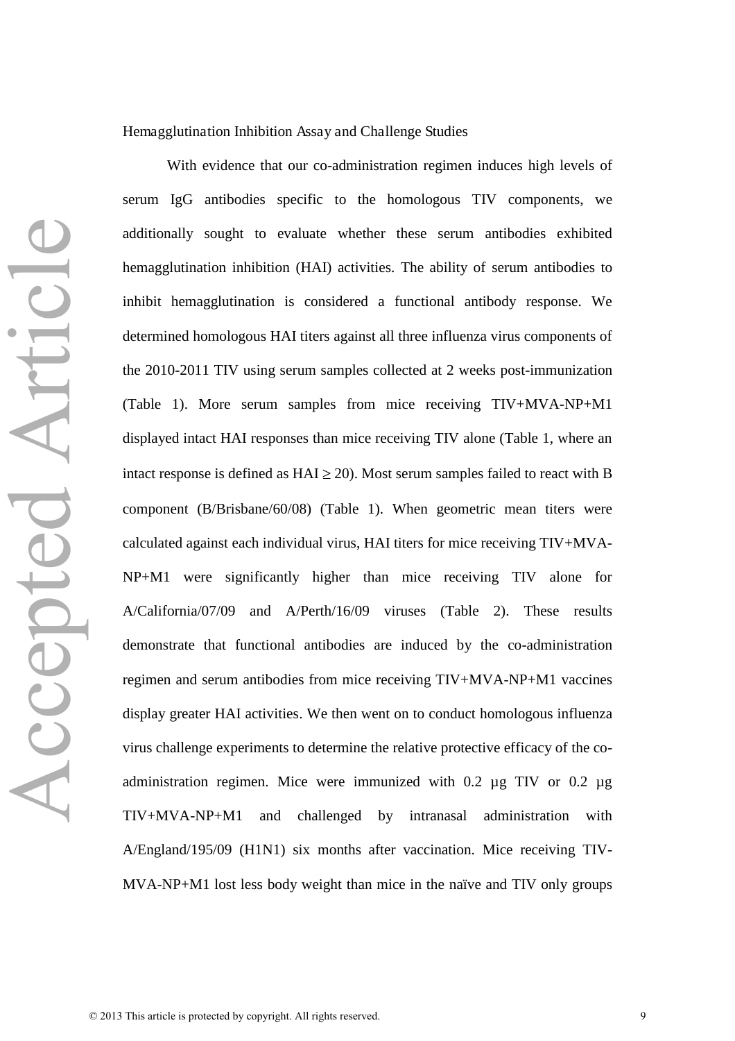Hemagglutination Inhibition Assay and Challenge Studies

With evidence that our co-administration regimen induces high levels of serum IgG antibodies specific to the homologous TIV components, we additionally sought to evaluate whether these serum antibodies exhibited hemagglutination inhibition (HAI) activities. The ability of serum antibodies to inhibit hemagglutination is considered a functional antibody response. We determined homologous HAI titers against all three influenza virus components of the 2010-2011 TIV using serum samples collected at 2 weeks post-immunization (Table 1). More serum samples from mice receiving TIV+MVA-NP+M1 displayed intact HAI responses than mice receiving TIV alone (Table 1, where an intact response is defined as HAI $\geq$ 20). Most serum samples failed to react with B component (B/Brisbane/60/08) (Table 1). When geometric mean titers were calculated against each individual virus, HAI titers for mice receiving TIV+MVA-NP+M1 were significantly higher than mice receiving TIV alone for A/California/07/09 and A/Perth/16/09 viruses (Table 2). These results demonstrate that functional antibodies are induced by the co-administration regimen and serum antibodies from mice receiving TIV+MVA-NP+M1 vaccines display greater HAI activities. We then went on to conduct homologous influenza virus challenge experiments to determine the relative protective efficacy of the co-administration regimen. Mice were immunized with 0.2 µg TIV or 0.2 µg TIV+MVA-NP+M1 and challenged by intranasal administration with A/England/195/09 (H1N1) six months after vaccination. Mice receiving TIV-MVA-NP+M1 lost less body weight than mice in the naïve and TIV only groups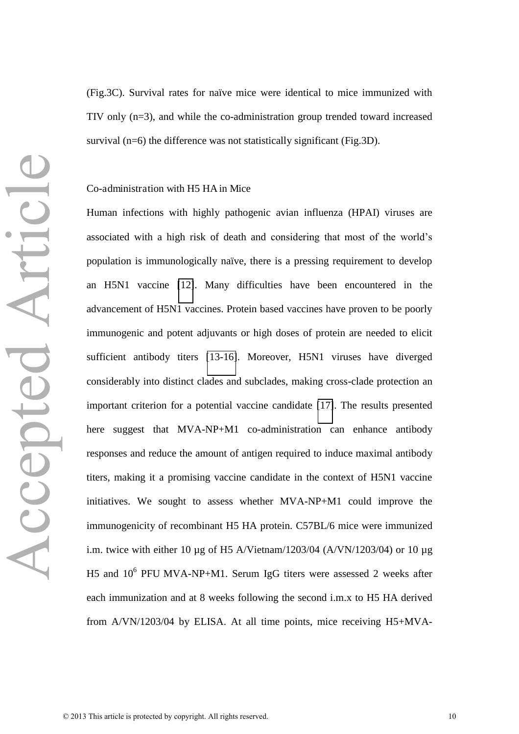(Fig.3C). Survival rates for naïve mice were identical to mice immunized with TIV only (n=3), and while the co-administration group trended toward increased survival (n=6) the difference was not statistically significant (Fig.3D).

## Co-administration with H5 HA in Mice

Human infections with highly pathogenic avian influenza (HPAI) viruses are associated with a high risk of death and considering that most of the world's population is immunologically naïve, there is a pressing requirement to develop an H5N1 vaccine [12]. Many difficulties have been encountered in the advancement of H5N1 vaccines. Protein based vaccines have proven to be poorly immunogenic and potent adjuvants or high doses of protein are needed to elicit sufficient antibody titers [13-16]. Moreover, H5N1 viruses have diverged considerably into distinct clades and subclades, making cross-clade protection an important criterion for a potential vaccine candidate [17]. The results presented here suggest that MVA-NP+M1 co-administration can enhance antibody responses and reduce the amount of antigen required to induce maximal antibody titers, making it a promising vaccine candidate in the context of H5N1 vaccine initiatives. We sought to assess whether MVA-NP+M1 could improve the immunogenicity of recombinant H5 HA protein. C57BL/6 mice were immunized i.m. twice with either 10 µg of H5 A/Vietnam/1203/04 (A/VN/1203/04) or 10 µg H5 and $10^6$ PFU MVA-NP+M1. Serum IgG titers were assessed 2 weeks after each immunization and at 8 weeks following the second i.m.x to H5 HA derived from A/VN/1203/04 by ELISA. At all time points, mice receiving H5+MVA-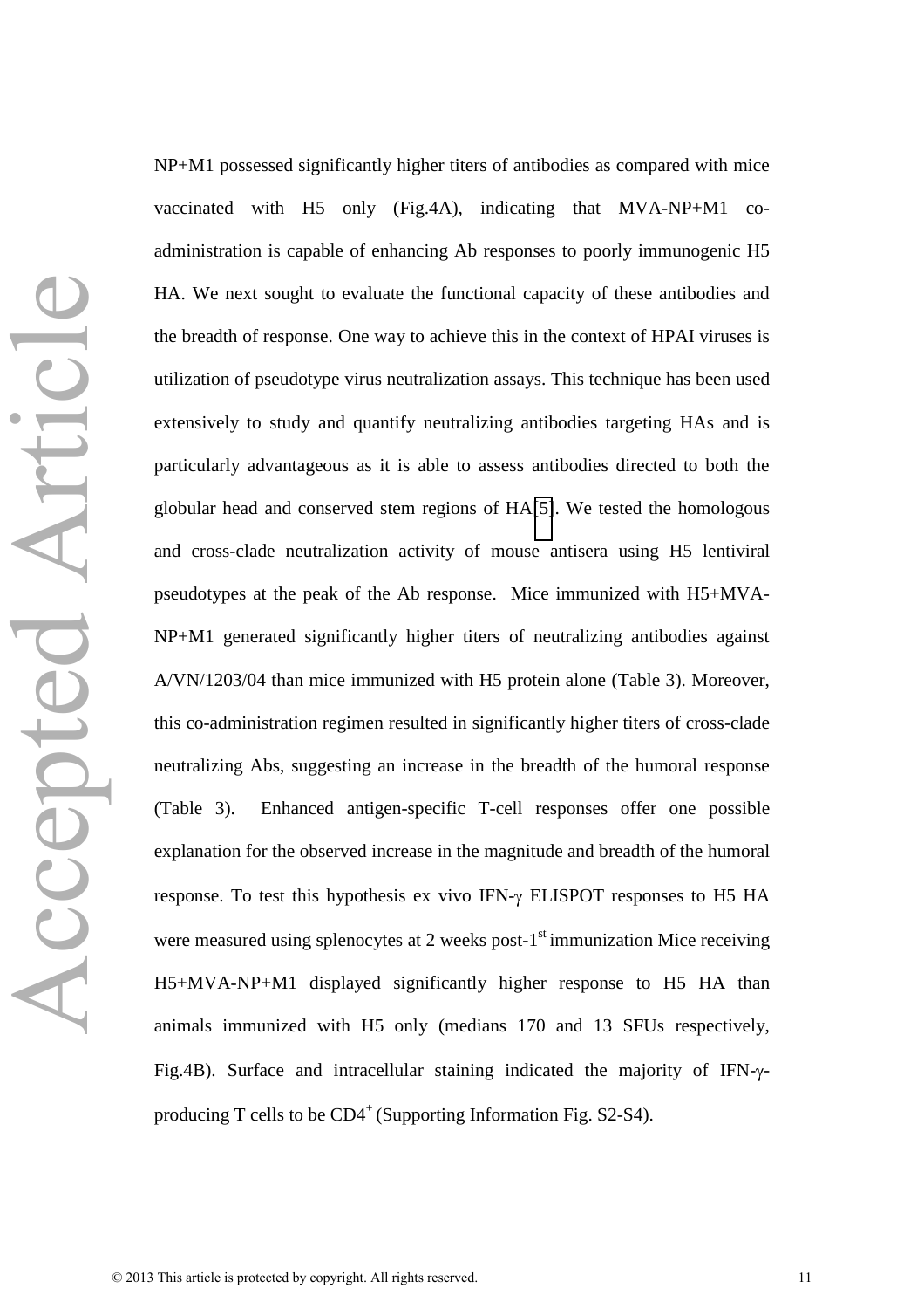NP+M1 possessed significantly higher titers of antibodies as compared with mice vaccinated with H5 only (Fig.4A), indicating that MVA-NP+M1 co-administration is capable of enhancing Ab responses to poorly immunogenic H5 HA. We next sought to evaluate the functional capacity of these antibodies and the breadth of response. One way to achieve this in the context of HPAI viruses is utilization of pseudotype virus neutralization assays. This technique has been used extensively to study and quantify neutralizing antibodies targeting HAs and is particularly advantageous as it is able to assess antibodies directed to both the globular head and conserved stem regions of HA [5]. We tested the homologous and cross-clade neutralization activity of mouse antisera using H5 lentiviral pseudotypes at the peak of the Ab response. Mice immunized with H5+MVA-NP+M1 generated significantly higher titers of neutralizing antibodies against A/VN/1203/04 than mice immunized with H5 protein alone (Table 3). Moreover, this co-administration regimen resulted in significantly higher titers of cross-clade neutralizing Abs, suggesting an increase in the breadth of the humoral response (Table 3). Enhanced antigen-specific T-cell responses offer one possible explanation for the observed increase in the magnitude and breadth of the humoral response. To test this hypothesis ex vivo IFN-$\gamma$ ELISPOT responses to H5 HA were measured using splenocytes at 2 weeks post-1$^{st}$ immunization Mice receiving H5+MVA-NP+M1 displayed significantly higher response to H5 HA than animals immunized with H5 only (medians 170 and 13 SFUs respectively, Fig.4B). Surface and intracellular staining indicated the majority of IFN-$\gamma$-producing T cells to be CD4$^+$ (Supporting Information Fig. S2-S4).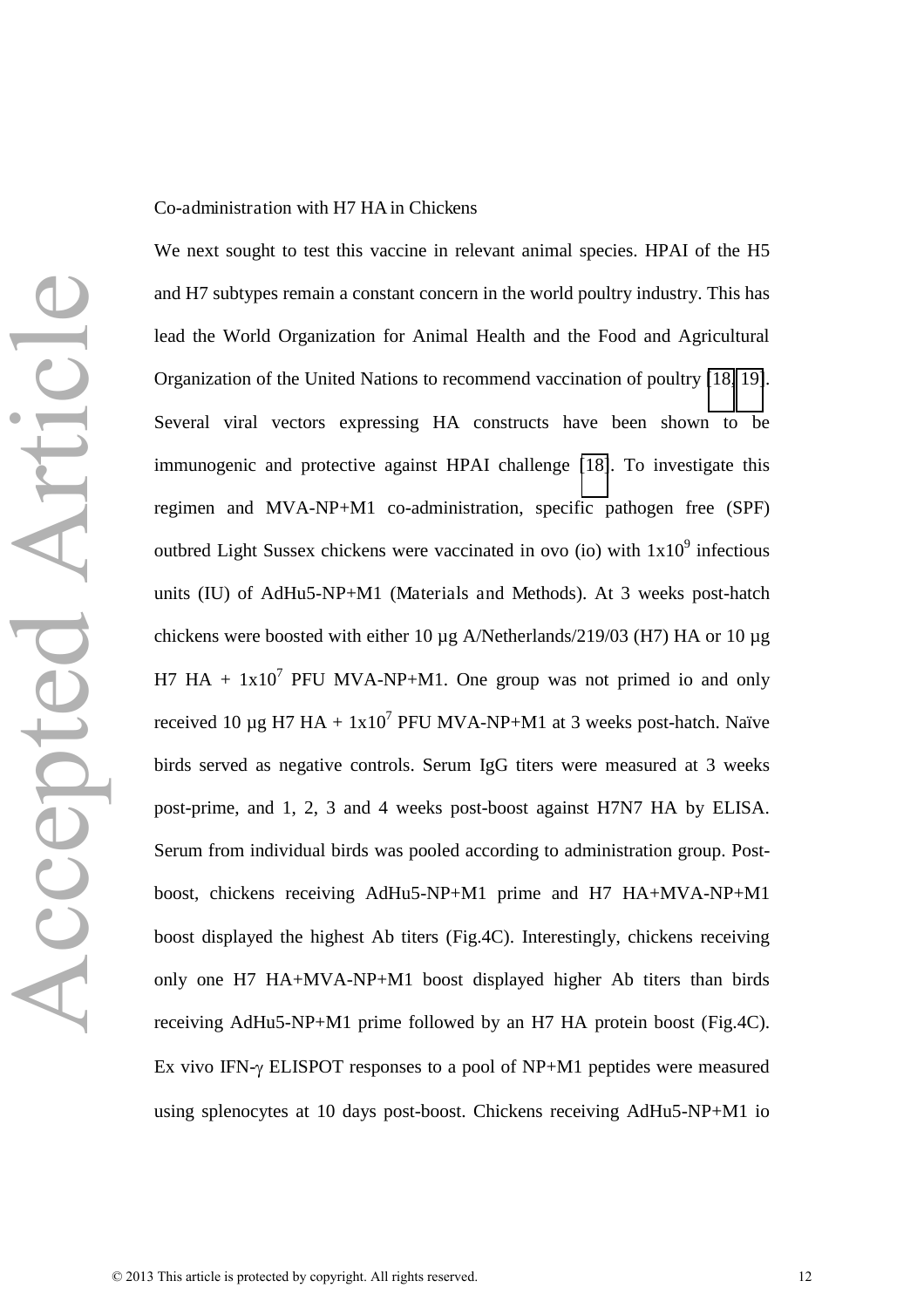Co-administration with H7 HA in Chickens

We next sought to test this vaccine in relevant animal species. HPAI of the H5 and H7 subtypes remain a constant concern in the world poultry industry. This has lead the World Organization for Animal Health and the Food and Agricultural Organization of the United Nations to recommend vaccination of poultry [18, 19]. Several viral vectors expressing HA constructs have been shown to be immunogenic and protective against HPAI challenge [18]. To investigate this regimen and MVA-NP+M1 co-administration, specific pathogen free (SPF) outbred Light Sussex chickens were vaccinated in ovo (io) with $1x10^9$ infectious units (IU) of AdHu5-NP+M1 (Materials and Methods). At 3 weeks post-hatch chickens were boosted with either 10 µg A/Netherlands/219/03 (H7) HA or 10 µg H7 HA + $1x10^7$ PFU MVA-NP+M1. One group was not primed io and only received 10 µg H7 HA + $1x10^7$ PFU MVA-NP+M1 at 3 weeks post-hatch. Naïve birds served as negative controls. Serum IgG titers were measured at 3 weeks post-prime, and 1, 2, 3 and 4 weeks post-boost against H7N7 HA by ELISA. Serum from individual birds was pooled according to administration group. Post-boost, chickens receiving AdHu5-NP+M1 prime and H7 HA+MVA-NP+M1 boost displayed the highest Ab titers (Fig.4C). Interestingly, chickens receiving only one H7 HA+MVA-NP+M1 boost displayed higher Ab titers than birds receiving AdHu5-NP+M1 prime followed by an H7 HA protein boost (Fig.4C). Ex vivo IFN-γ ELISPOT responses to a pool of NP+M1 peptides were measured using splenocytes at 10 days post-boost. Chickens receiving AdHu5-NP+M1 io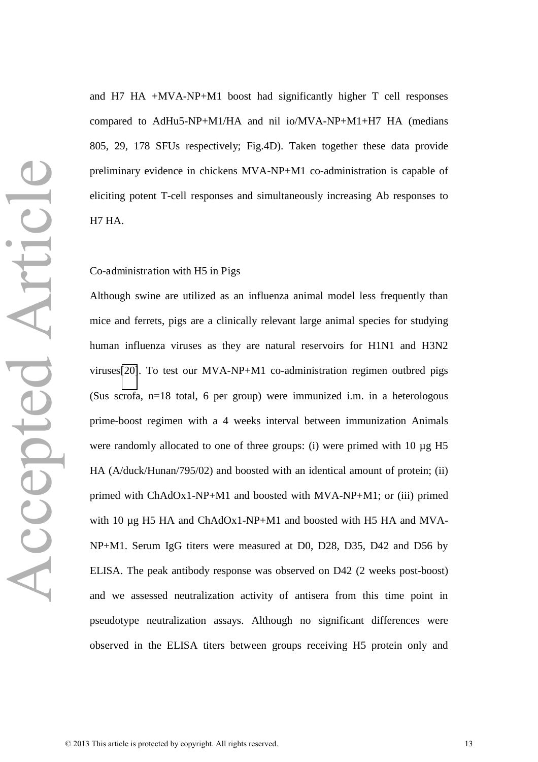and H7 HA +MVA-NP+M1 boost had significantly higher T cell responses compared to AdHu5-NP+M1/HA and nil io/MVA-NP+M1+H7 HA (medians 805, 29, 178 SFUs respectively; Fig.4D). Taken together these data provide preliminary evidence in chickens MVA-NP+M1 co-administration is capable of eliciting potent T-cell responses and simultaneously increasing Ab responses to H7 HA.

## Co-administration with H5 in Pigs

Although swine are utilized as an influenza animal model less frequently than mice and ferrets, pigs are a clinically relevant large animal species for studying human influenza viruses as they are natural reservoirs for H1N1 and H3N2 viruses[20]. To test our MVA-NP+M1 co-administration regimen outbred pigs (Sus scrofa, n=18 total, 6 per group) were immunized i.m. in a heterologous prime-boost regimen with a 4 weeks interval between immunization Animals were randomly allocated to one of three groups: (i) were primed with 10 µg H5 HA (A/duck/Hunan/795/02) and boosted with an identical amount of protein; (ii) primed with ChAdOx1-NP+M1 and boosted with MVA-NP+M1; or (iii) primed with 10 µg H5 HA and ChAdOx1-NP+M1 and boosted with H5 HA and MVA-NP+M1. Serum IgG titers were measured at D0, D28, D35, D42 and D56 by ELISA. The peak antibody response was observed on D42 (2 weeks post-boost) and we assessed neutralization activity of antisera from this time point in pseudotype neutralization assays. Although no significant differences were observed in the ELISA titers between groups receiving H5 protein only and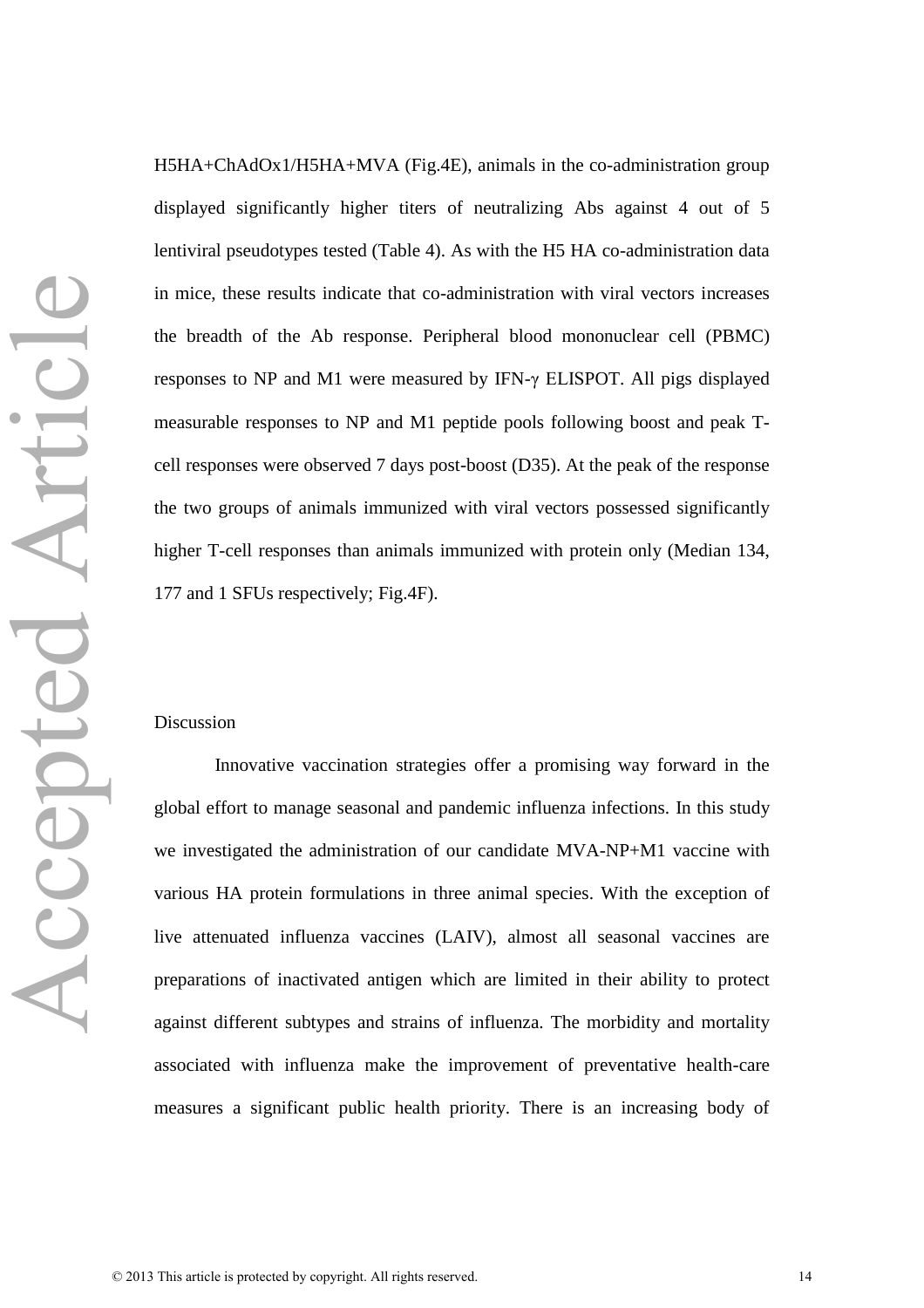H5HA+ChAdOx1/H5HA+MVA (Fig.4E), animals in the co-administration group displayed significantly higher titers of neutralizing Abs against 4 out of 5 lentiviral pseudotypes tested (Table 4). As with the H5 HA co-administration data in mice, these results indicate that co-administration with viral vectors increases the breadth of the Ab response. Peripheral blood mononuclear cell (PBMC) responses to NP and M1 were measured by IFN-γ ELISPOT. All pigs displayed measurable responses to NP and M1 peptide pools following boost and peak T-cell responses were observed 7 days post-boost (D35). At the peak of the response the two groups of animals immunized with viral vectors possessed significantly higher T-cell responses than animals immunized with protein only (Median 134, 177 and 1 SFUs respectively; Fig.4F).

## Discussion

Innovative vaccination strategies offer a promising way forward in the global effort to manage seasonal and pandemic influenza infections. In this study we investigated the administration of our candidate MVA-NP+M1 vaccine with various HA protein formulations in three animal species. With the exception of live attenuated influenza vaccines (LAIV), almost all seasonal vaccines are preparations of inactivated antigen which are limited in their ability to protect against different subtypes and strains of influenza. The morbidity and mortality associated with influenza make the improvement of preventative health-care measures a significant public health priority. There is an increasing body of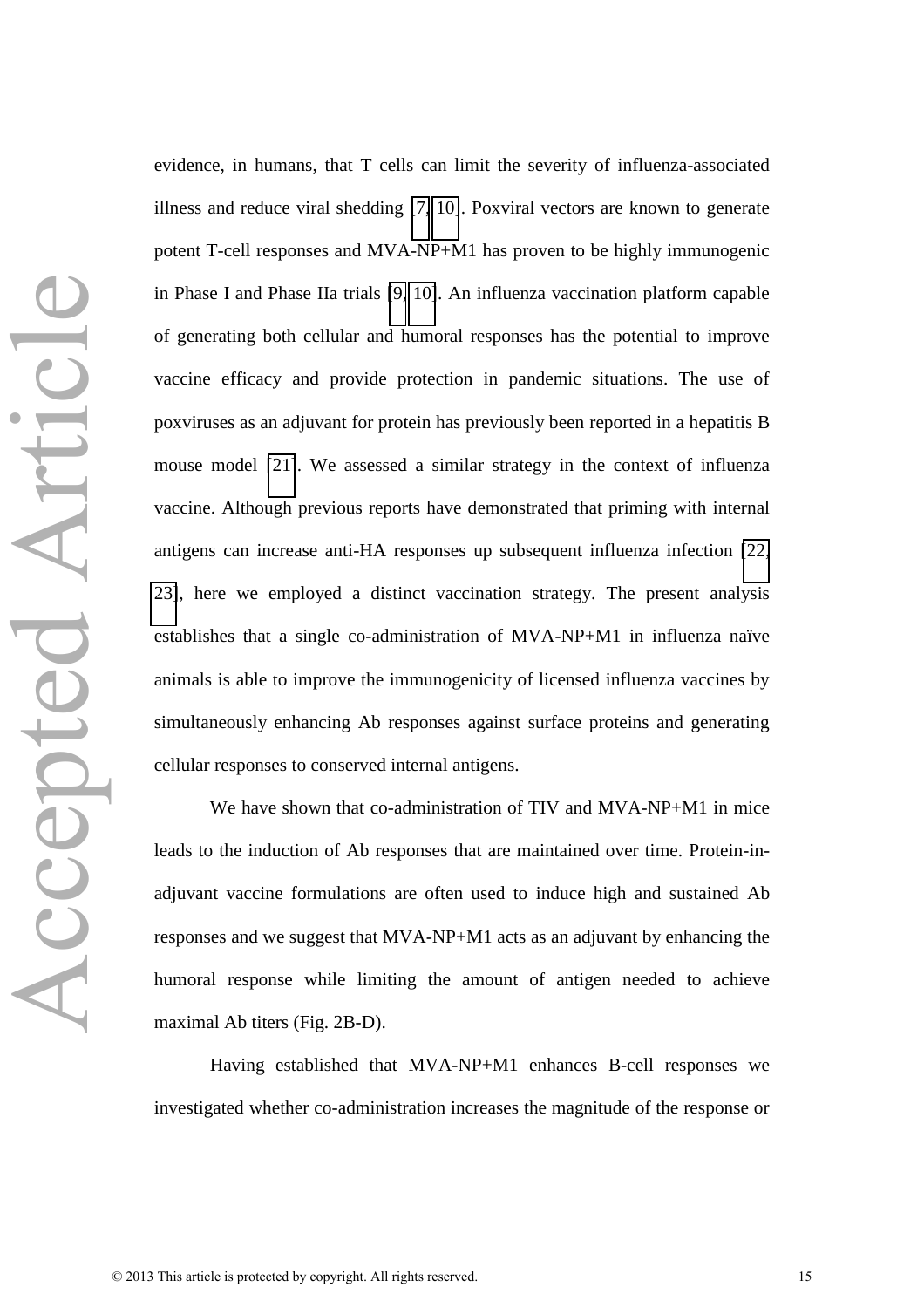evidence, in humans, that T cells can limit the severity of influenza-associated illness and reduce viral shedding [7, 10]. Poxviral vectors are known to generate potent T-cell responses and MVA-NP+M1 has proven to be highly immunogenic in Phase I and Phase IIa trials [9, 10]. An influenza vaccination platform capable of generating both cellular and humoral responses has the potential to improve vaccine efficacy and provide protection in pandemic situations. The use of poxviruses as an adjuvant for protein has previously been reported in a hepatitis B mouse model [21]. We assessed a similar strategy in the context of influenza vaccine. Although previous reports have demonstrated that priming with internal antigens can increase anti-HA responses up subsequent influenza infection [22, 23], here we employed a distinct vaccination strategy. The present analysis establishes that a single co-administration of MVA-NP+M1 in influenza naïve animals is able to improve the immunogenicity of licensed influenza vaccines by simultaneously enhancing Ab responses against surface proteins and generating cellular responses to conserved internal antigens.

We have shown that co-administration of TIV and MVA-NP+M1 in mice leads to the induction of Ab responses that are maintained over time. Protein-in-adjuvant vaccine formulations are often used to induce high and sustained Ab responses and we suggest that MVA-NP+M1 acts as an adjuvant by enhancing the humoral response while limiting the amount of antigen needed to achieve maximal Ab titers (Fig. 2B-D).

Having established that MVA-NP+M1 enhances B-cell responses we investigated whether co-administration increases the magnitude of the response or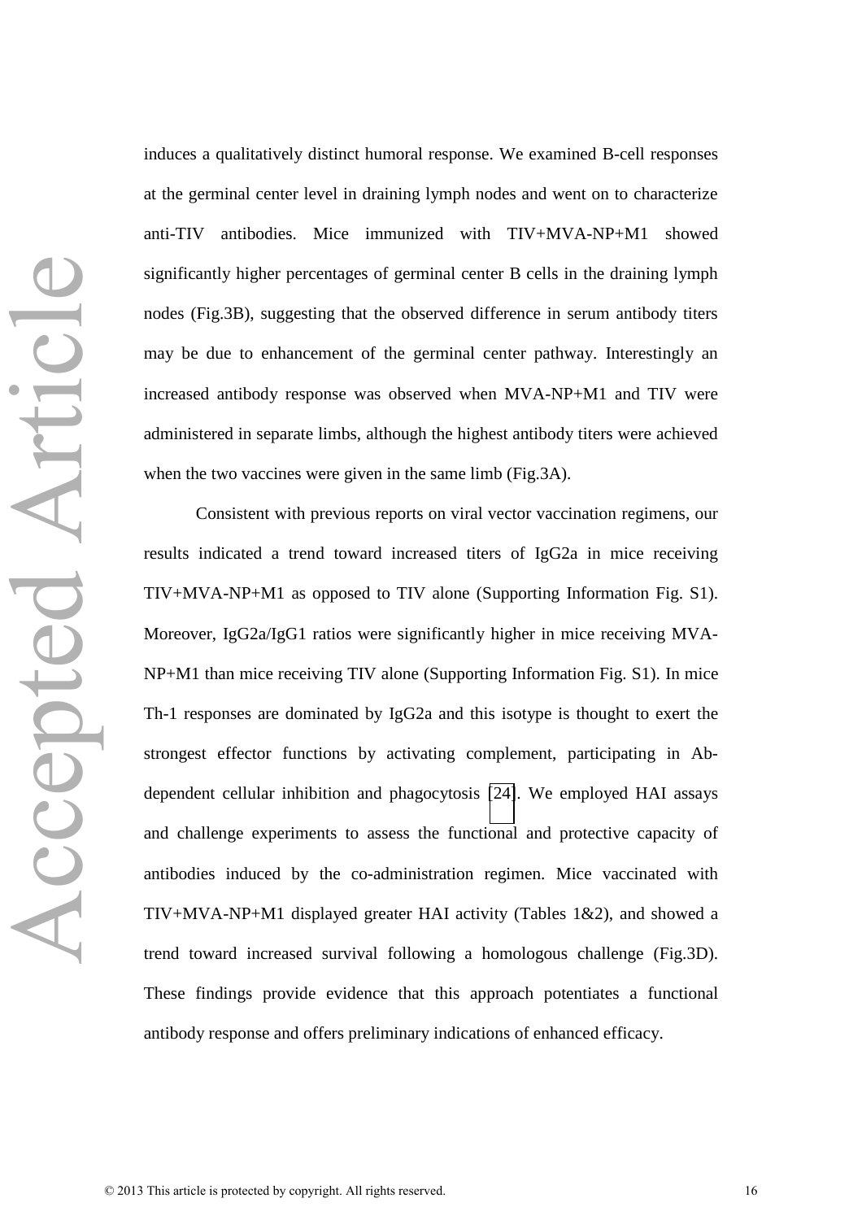induces a qualitatively distinct humoral response. We examined B-cell responses at the germinal center level in draining lymph nodes and went on to characterize anti-TIV antibodies. Mice immunized with TIV+MVA-NP+M1 showed significantly higher percentages of germinal center B cells in the draining lymph nodes (Fig.3B), suggesting that the observed difference in serum antibody titers may be due to enhancement of the germinal center pathway. Interestingly an increased antibody response was observed when MVA-NP+M1 and TIV were administered in separate limbs, although the highest antibody titers were achieved when the two vaccines were given in the same limb (Fig.3A).

Consistent with previous reports on viral vector vaccination regimens, our results indicated a trend toward increased titers of IgG2a in mice receiving TIV+MVA-NP+M1 as opposed to TIV alone (Supporting Information Fig. S1). Moreover, IgG2a/IgG1 ratios were significantly higher in mice receiving MVA-NP+M1 than mice receiving TIV alone (Supporting Information Fig. S1). In mice Th-1 responses are dominated by IgG2a and this isotype is thought to exert the strongest effector functions by activating complement, participating in Ab-dependent cellular inhibition and phagocytosis [24]. We employed HAI assays and challenge experiments to assess the functional and protective capacity of antibodies induced by the co-administration regimen. Mice vaccinated with TIV+MVA-NP+M1 displayed greater HAI activity (Tables 1&2), and showed a trend toward increased survival following a homologous challenge (Fig.3D). These findings provide evidence that this approach potentiates a functional antibody response and offers preliminary indications of enhanced efficacy.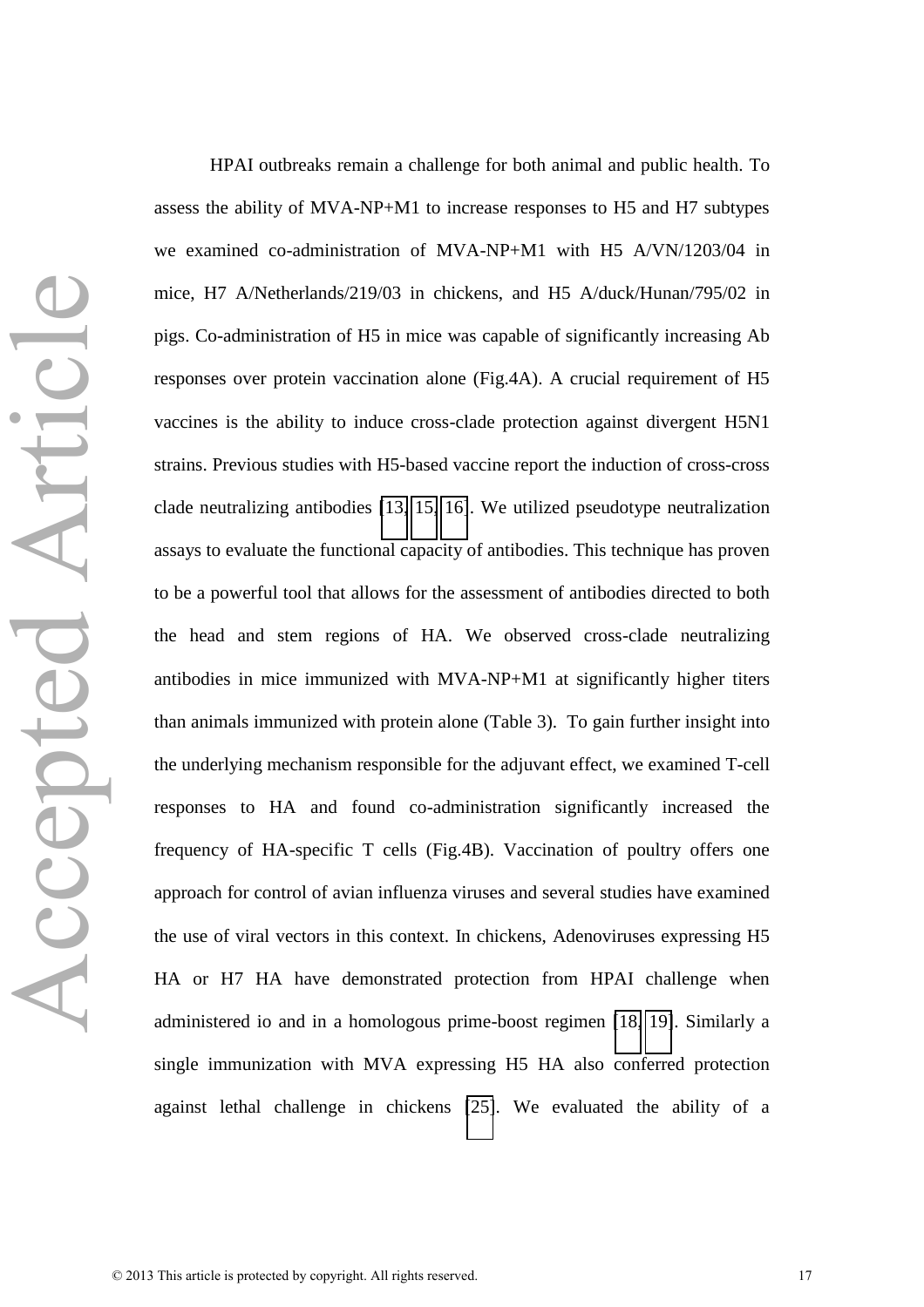HPAI outbreaks remain a challenge for both animal and public health. To assess the ability of MVA-NP+M1 to increase responses to H5 and H7 subtypes we examined co-administration of MVA-NP+M1 with H5 A/VN/1203/04 in mice, H7 A/Netherlands/219/03 in chickens, and H5 A/duck/Hunan/795/02 in pigs. Co-administration of H5 in mice was capable of significantly increasing Ab responses over protein vaccination alone (Fig.4A). A crucial requirement of H5 vaccines is the ability to induce cross-clade protection against divergent H5N1 strains. Previous studies with H5-based vaccine report the induction of cross-cross clade neutralizing antibodies [13, 15, 16]. We utilized pseudotype neutralization assays to evaluate the functional capacity of antibodies. This technique has proven to be a powerful tool that allows for the assessment of antibodies directed to both the head and stem regions of HA. We observed cross-clade neutralizing antibodies in mice immunized with MVA-NP+M1 at significantly higher titers than animals immunized with protein alone (Table 3). To gain further insight into the underlying mechanism responsible for the adjuvant effect, we examined T-cell responses to HA and found co-administration significantly increased the frequency of HA-specific T cells (Fig.4B). Vaccination of poultry offers one approach for control of avian influenza viruses and several studies have examined the use of viral vectors in this context. In chickens, Adenoviruses expressing H5 HA or H7 HA have demonstrated protection from HPAI challenge when administered io and in a homologous prime-boost regimen [18, 19]. Similarly a single immunization with MVA expressing H5 HA also conferred protection against lethal challenge in chickens [25]. We evaluated the ability of a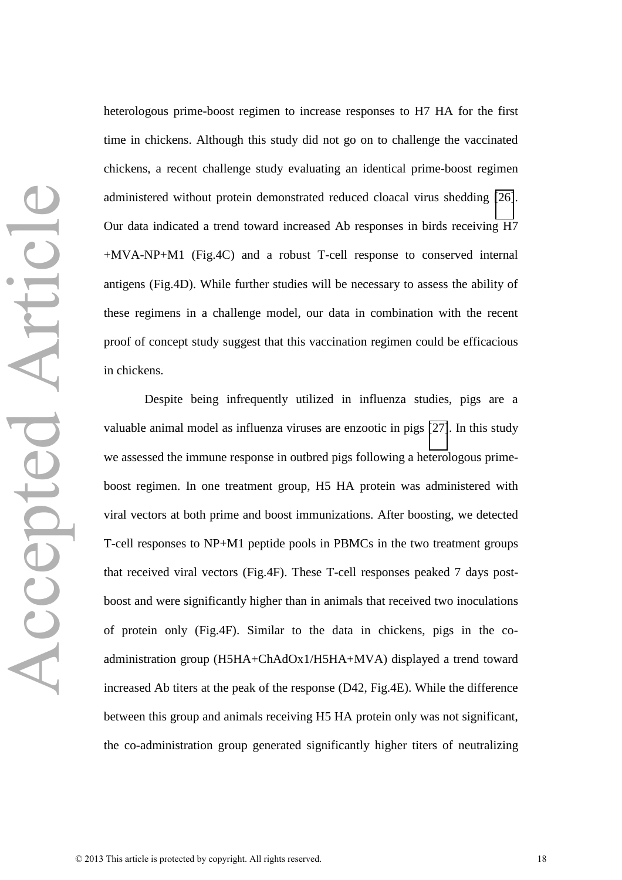heterologous prime-boost regimen to increase responses to H7 HA for the first time in chickens. Although this study did not go on to challenge the vaccinated chickens, a recent challenge study evaluating an identical prime-boost regimen administered without protein demonstrated reduced cloacal virus shedding [26]. Our data indicated a trend toward increased Ab responses in birds receiving H7 +MVA-NP+M1 (Fig.4C) and a robust T-cell response to conserved internal antigens (Fig.4D). While further studies will be necessary to assess the ability of these regimens in a challenge model, our data in combination with the recent proof of concept study suggest that this vaccination regimen could be efficacious in chickens.

Despite being infrequently utilized in influenza studies, pigs are a valuable animal model as influenza viruses are enzootic in pigs [27]. In this study we assessed the immune response in outbred pigs following a heterologous prime-boost regimen. In one treatment group, H5 HA protein was administered with viral vectors at both prime and boost immunizations. After boosting, we detected T-cell responses to NP+M1 peptide pools in PBMCs in the two treatment groups that received viral vectors (Fig.4F). These T-cell responses peaked 7 days post-boost and were significantly higher than in animals that received two inoculations of protein only (Fig.4F). Similar to the data in chickens, pigs in the co-administration group (H5HA+ChAdOx1/H5HA+MVA) displayed a trend toward increased Ab titers at the peak of the response (D42, Fig.4E). While the difference between this group and animals receiving H5 HA protein only was not significant, the co-administration group generated significantly higher titers of neutralizing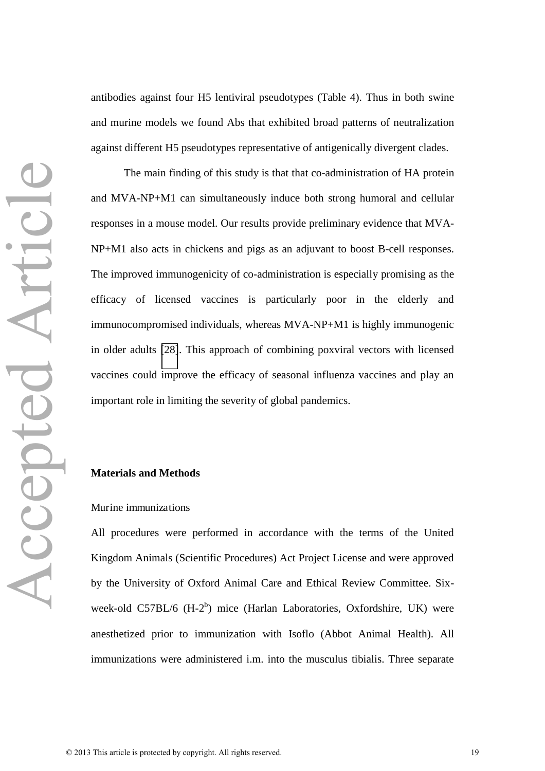antibodies against four H5 lentiviral pseudotypes (Table 4). Thus in both swine and murine models we found Abs that exhibited broad patterns of neutralization against different H5 pseudotypes representative of antigenically divergent clades.

The main finding of this study is that that co-administration of HA protein and MVA-NP+M1 can simultaneously induce both strong humoral and cellular responses in a mouse model. Our results provide preliminary evidence that MVA-NP+M1 also acts in chickens and pigs as an adjuvant to boost B-cell responses. The improved immunogenicity of co-administration is especially promising as the efficacy of licensed vaccines is particularly poor in the elderly and immunocompromised individuals, whereas MVA-NP+M1 is highly immunogenic in older adults [28]. This approach of combining poxviral vectors with licensed vaccines could improve the efficacy of seasonal influenza vaccines and play an important role in limiting the severity of global pandemics.

## Materials and Methods

### Murine immunizations

All procedures were performed in accordance with the terms of the United Kingdom Animals (Scientific Procedures) Act Project License and were approved by the University of Oxford Animal Care and Ethical Review Committee. Six-week-old C57BL/6 (H-$2^b$) mice (Harlan Laboratories, Oxfordshire, UK) were anesthetized prior to immunization with Isoflo (Abbot Animal Health). All immunizations were administered i.m. into the musculus tibialis. Three separate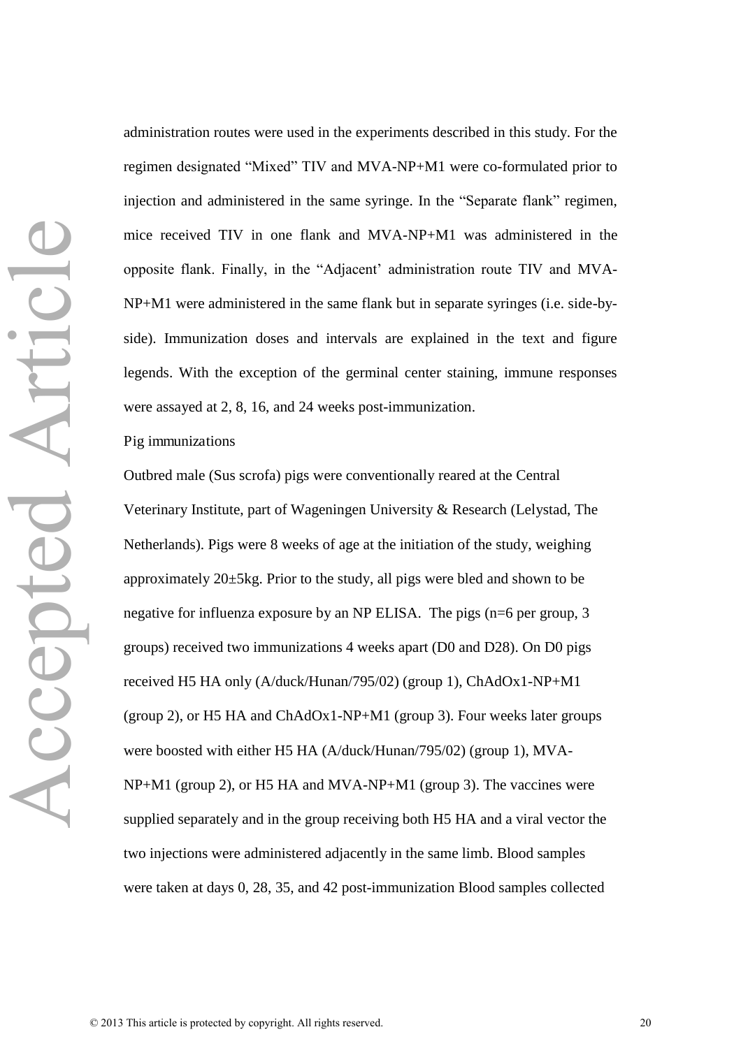administration routes were used in the experiments described in this study. For the regimen designated "Mixed" TIV and MVA-NP+M1 were co-formulated prior to injection and administered in the same syringe. In the "Separate flank" regimen, mice received TIV in one flank and MVA-NP+M1 was administered in the opposite flank. Finally, in the "Adjacent' administration route TIV and MVA-NP+M1 were administered in the same flank but in separate syringes (i.e. side-by-side). Immunization doses and intervals are explained in the text and figure legends. With the exception of the germinal center staining, immune responses were assayed at 2, 8, 16, and 24 weeks post-immunization.

Pig immunizations

Outbred male (Sus scrofa) pigs were conventionally reared at the Central Veterinary Institute, part of Wageningen University & Research (Lelystad, The Netherlands). Pigs were 8 weeks of age at the initiation of the study, weighing approximately 20±5kg. Prior to the study, all pigs were bled and shown to be negative for influenza exposure by an NP ELISA. The pigs (n=6 per group, 3 groups) received two immunizations 4 weeks apart (D0 and D28). On D0 pigs received H5 HA only (A/duck/Hunan/795/02) (group 1), ChAdOx1-NP+M1 (group 2), or H5 HA and ChAdOx1-NP+M1 (group 3). Four weeks later groups were boosted with either H5 HA (A/duck/Hunan/795/02) (group 1), MVA-NP+M1 (group 2), or H5 HA and MVA-NP+M1 (group 3). The vaccines were supplied separately and in the group receiving both H5 HA and a viral vector the two injections were administered adjacently in the same limb. Blood samples were taken at days 0, 28, 35, and 42 post-immunization Blood samples collected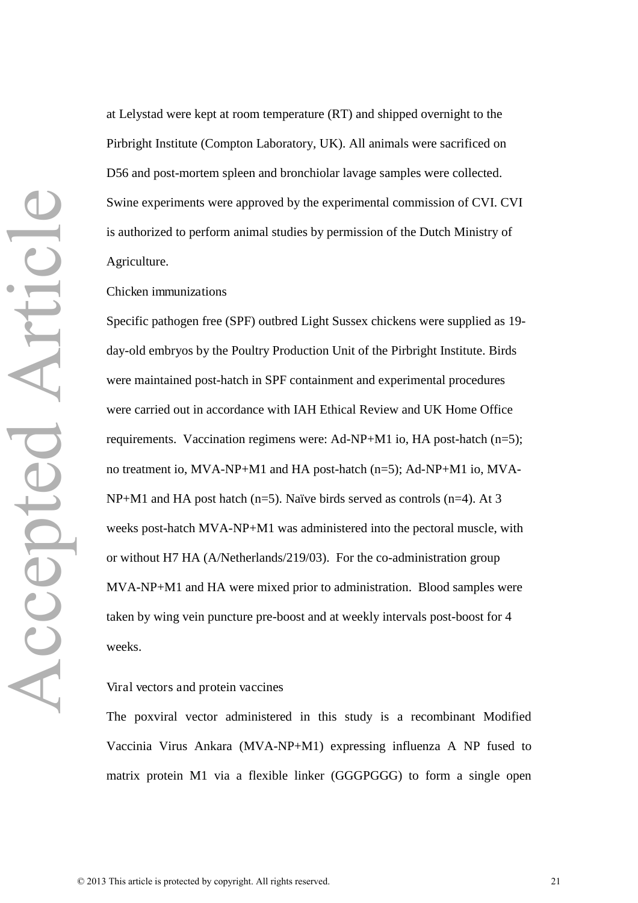at Lelystad were kept at room temperature (RT) and shipped overnight to the Pirbright Institute (Compton Laboratory, UK). All animals were sacrificed on D56 and post-mortem spleen and bronchiolar lavage samples were collected. Swine experiments were approved by the experimental commission of CVI. CVI is authorized to perform animal studies by permission of the Dutch Ministry of Agriculture.

Chicken immunizations

Specific pathogen free (SPF) outbred Light Sussex chickens were supplied as 19-day-old embryos by the Poultry Production Unit of the Pirbright Institute. Birds were maintained post-hatch in SPF containment and experimental procedures were carried out in accordance with IAH Ethical Review and UK Home Office requirements. Vaccination regimens were: Ad-NP+M1 io, HA post-hatch (n=5); no treatment io, MVA-NP+M1 and HA post-hatch (n=5); Ad-NP+M1 io, MVA-NP+M1 and HA post hatch (n=5). Naïve birds served as controls (n=4). At 3 weeks post-hatch MVA-NP+M1 was administered into the pectoral muscle, with or without H7 HA (A/Netherlands/219/03). For the co-administration group MVA-NP+M1 and HA were mixed prior to administration. Blood samples were taken by wing vein puncture pre-boost and at weekly intervals post-boost for 4 weeks.

Viral vectors and protein vaccines

The poxviral vector administered in this study is a recombinant Modified Vaccinia Virus Ankara (MVA-NP+M1) expressing influenza A NP fused to matrix protein M1 via a flexible linker (GGGPGGG) to form a single open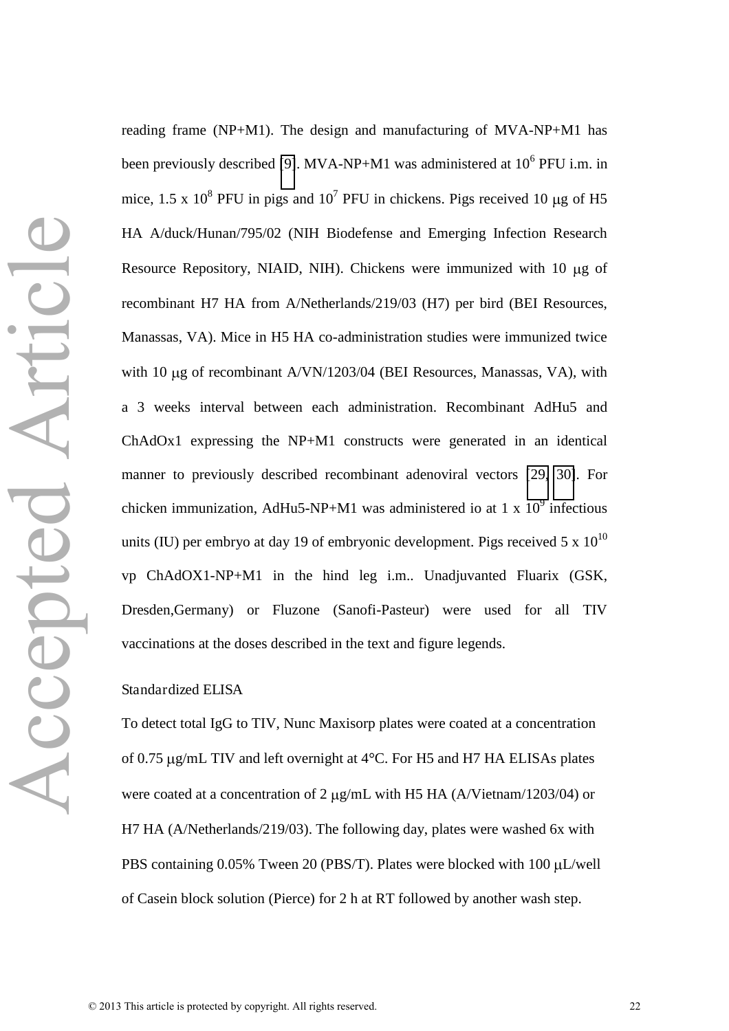reading frame (NP+M1). The design and manufacturing of MVA-NP+M1 has been previously described [9]. MVA-NP+M1 was administered at $10^6$ PFU i.m. in mice, 1.5 x $10^8$ PFU in pigs and $10^7$ PFU in chickens. Pigs received 10 μg of H5 HA A/duck/Hunan/795/02 (NIH Biodefense and Emerging Infection Research Resource Repository, NIAID, NIH). Chickens were immunized with 10 μg of recombinant H7 HA from A/Netherlands/219/03 (H7) per bird (BEI Resources, Manassas, VA). Mice in H5 HA co-administration studies were immunized twice with 10 μg of recombinant A/VN/1203/04 (BEI Resources, Manassas, VA), with a 3 weeks interval between each administration. Recombinant AdHu5 and ChAdOx1 expressing the NP+M1 constructs were generated in an identical manner to previously described recombinant adenoviral vectors [29, 30]. For chicken immunization, AdHu5-NP+M1 was administered io at 1 x $10^9$ infectious units (IU) per embryo at day 19 of embryonic development. Pigs received 5 x $10^{10}$ vp ChAdOX1-NP+M1 in the hind leg i.m.. Unadjuvanted Fluarix (GSK, Dresden,Germany) or Fluzone (Sanofi-Pasteur) were used for all TIV vaccinations at the doses described in the text and figure legends.

Standardized ELISA

To detect total IgG to TIV, Nunc Maxisorp plates were coated at a concentration of 0.75 μg/mL TIV and left overnight at 4°C. For H5 and H7 HA ELISAs plates were coated at a concentration of 2 μg/mL with H5 HA (A/Vietnam/1203/04) or H7 HA (A/Netherlands/219/03). The following day, plates were washed 6x with PBS containing 0.05% Tween 20 (PBS/T). Plates were blocked with 100 μL/well of Casein block solution (Pierce) for 2 h at RT followed by another wash step.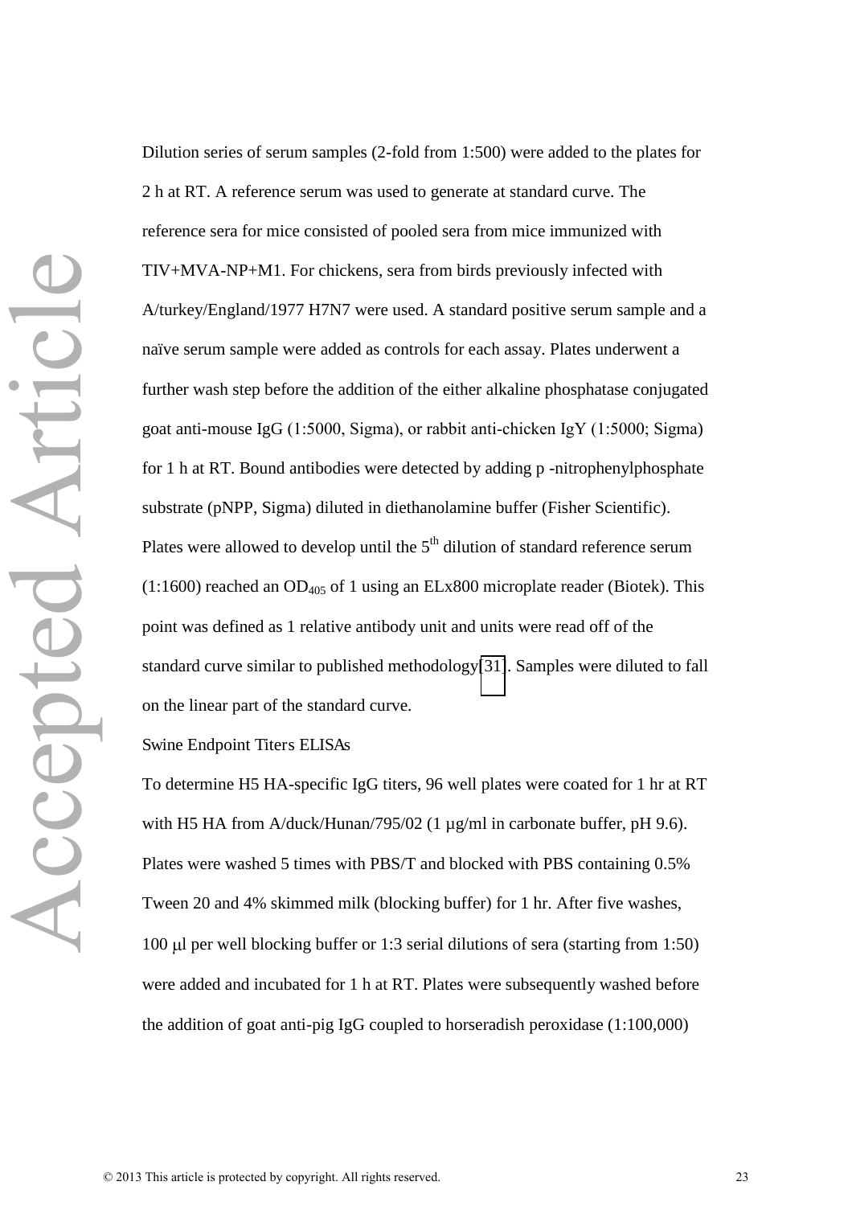Dilution series of serum samples (2-fold from 1:500) were added to the plates for 2 h at RT. A reference serum was used to generate at standard curve. The reference sera for mice consisted of pooled sera from mice immunized with TIV+MVA-NP+M1. For chickens, sera from birds previously infected with A/turkey/England/1977 H7N7 were used. A standard positive serum sample and a naïve serum sample were added as controls for each assay. Plates underwent a further wash step before the addition of the either alkaline phosphatase conjugated goat anti-mouse IgG (1:5000, Sigma), or rabbit anti-chicken IgY (1:5000; Sigma) for 1 h at RT. Bound antibodies were detected by adding p -nitrophenylphosphate substrate (pNPP, Sigma) diluted in diethanolamine buffer (Fisher Scientific). Plates were allowed to develop until the 5th dilution of standard reference serum (1:1600) reached an $OD_{405}$ of 1 using an ELx800 microplate reader (Biotek). This point was defined as 1 relative antibody unit and units were read off of the standard curve similar to published methodology[31]. Samples were diluted to fall on the linear part of the standard curve.

Swine Endpoint Titers ELISAs

To determine H5 HA-specific IgG titers, 96 well plates were coated for 1 hr at RT with H5 HA from A/duck/Hunan/795/02 (1 µg/ml in carbonate buffer, pH 9.6). Plates were washed 5 times with PBS/T and blocked with PBS containing 0.5% Tween 20 and 4% skimmed milk (blocking buffer) for 1 hr. After five washes, 100 µl per well blocking buffer or 1:3 serial dilutions of sera (starting from 1:50) were added and incubated for 1 h at RT. Plates were subsequently washed before the addition of goat anti-pig IgG coupled to horseradish peroxidase (1:100,000)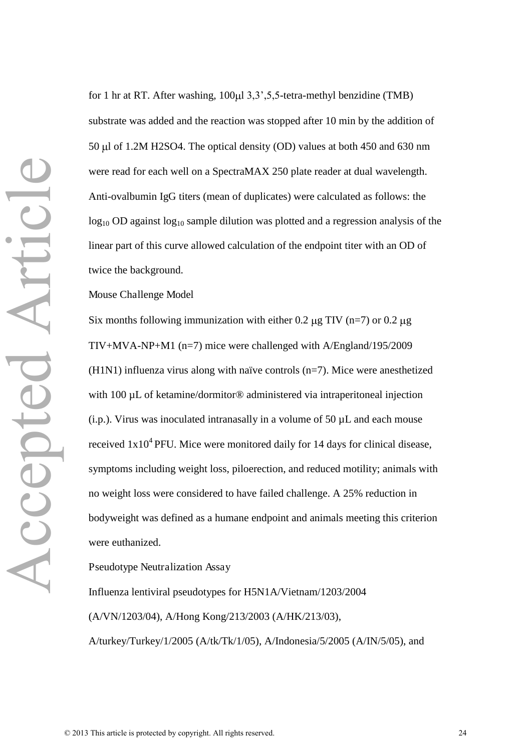for 1 hr at RT. After washing, 100μl 3,3’,5,5-tetra-methyl benzidine (TMB) substrate was added and the reaction was stopped after 10 min by the addition of 50 μl of 1.2M H2SO4. The optical density (OD) values at both 450 and 630 nm were read for each well on a SpectraMAX 250 plate reader at dual wavelength. Anti-ovalbumin IgG titers (mean of duplicates) were calculated as follows: the $\log_{10}$ OD against $\log_{10}$ sample dilution was plotted and a regression analysis of the linear part of this curve allowed calculation of the endpoint titer with an OD of twice the background.

## Mouse Challenge Model

Six months following immunization with either 0.2 μg TIV (n=7) or 0.2 μg TIV+MVA-NP+M1 (n=7) mice were challenged with A/England/195/2009 (H1N1) influenza virus along with naïve controls (n=7). Mice were anesthetized with 100 μL of ketamine/dormitor® administered via intraperitoneal injection (i.p.). Virus was inoculated intranasally in a volume of 50 μL and each mouse received $1 \times 10^4$ PFU. Mice were monitored daily for 14 days for clinical disease, symptoms including weight loss, piloerection, and reduced motility; animals with no weight loss were considered to have failed challenge. A 25% reduction in bodyweight was defined as a humane endpoint and animals meeting this criterion were euthanized.

## Pseudotype Neutralization Assay

Influenza lentiviral pseudotypes for H5N1A/Vietnam/1203/2004 (A/VN/1203/04), A/Hong Kong/213/2003 (A/HK/213/03), A/turkey/Turkey/1/2005 (A/tk/Tk/1/05), A/Indonesia/5/2005 (A/IN/5/05), and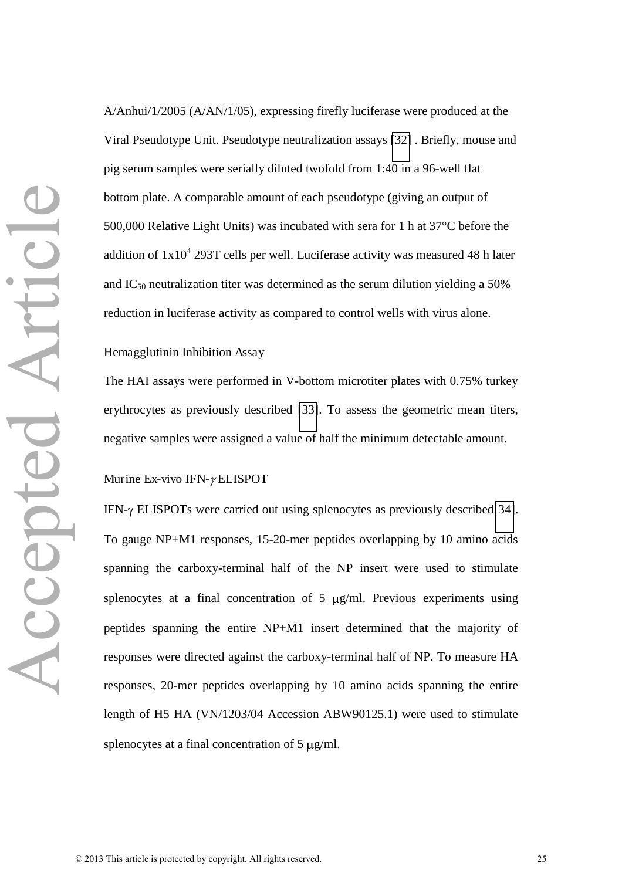A/Anhui/1/2005 (A/AN/1/05), expressing firefly luciferase were produced at the Viral Pseudotype Unit. Pseudotype neutralization assays [32] . Briefly, mouse and pig serum samples were serially diluted twofold from 1:40 in a 96-well flat bottom plate. A comparable amount of each pseudotype (giving an output of 500,000 Relative Light Units) was incubated with sera for 1 h at 37°C before the addition of $1x10^4$ 293T cells per well. Luciferase activity was measured 48 h later and $IC_{50}$ neutralization titer was determined as the serum dilution yielding a 50% reduction in luciferase activity as compared to control wells with virus alone.

Hemagglutinin Inhibition Assay

The HAI assays were performed in V-bottom microtiter plates with 0.75% turkey erythrocytes as previously described [33]. To assess the geometric mean titers, negative samples were assigned a value of half the minimum detectable amount.

Murine Ex-vivo IFN-$\gamma$ ELISPOT

IFN-$\gamma$ ELISPOTs were carried out using splenocytes as previously described[34]. To gauge NP+M1 responses, 15-20-mer peptides overlapping by 10 amino acids spanning the carboxy-terminal half of the NP insert were used to stimulate splenocytes at a final concentration of 5 $\mu$g/ml. Previous experiments using peptides spanning the entire NP+M1 insert determined that the majority of responses were directed against the carboxy-terminal half of NP. To measure HA responses, 20-mer peptides overlapping by 10 amino acids spanning the entire length of H5 HA (VN/1203/04 Accession ABW90125.1) were used to stimulate splenocytes at a final concentration of 5 $\mu$g/ml.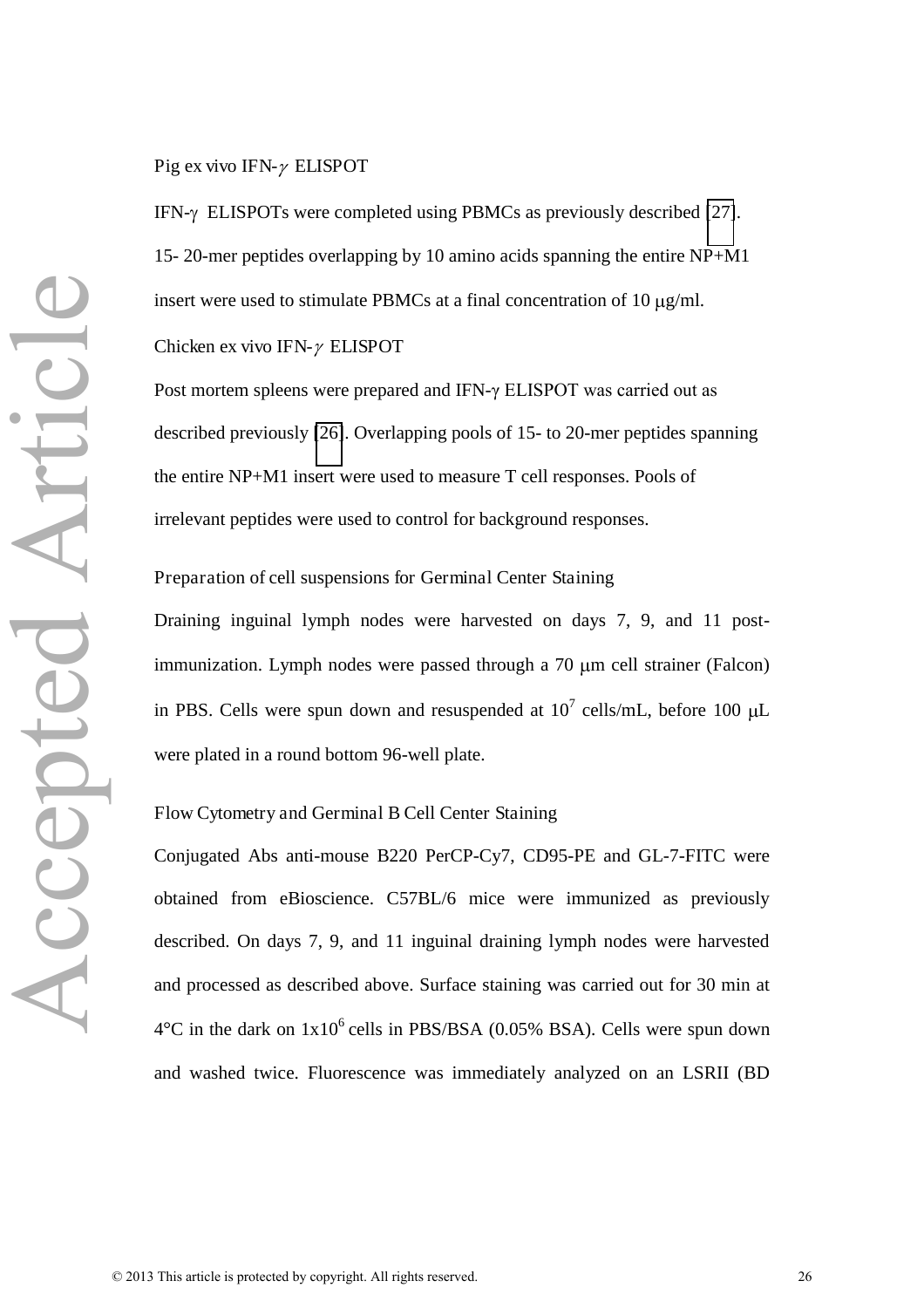Pig ex vivo IFN-$\gamma$ ELISPOT

IFN-$\gamma$ ELISPOTs were completed using PBMCs as previously described [27]. 15- 20-mer peptides overlapping by 10 amino acids spanning the entire NP+M1 insert were used to stimulate PBMCs at a final concentration of 10 μg/ml.

Chicken ex vivo IFN-$\gamma$ ELISPOT

Post mortem spleens were prepared and IFN-$\gamma$ ELISPOT was carried out as described previously [26]. Overlapping pools of 15- to 20-mer peptides spanning the entire NP+M1 insert were used to measure T cell responses. Pools of irrelevant peptides were used to control for background responses.

Preparation of cell suspensions for Germinal Center Staining

Draining inguinal lymph nodes were harvested on days 7, 9, and 11 post-immunization. Lymph nodes were passed through a 70 μm cell strainer (Falcon) in PBS. Cells were spun down and resuspended at $10^7$ cells/mL, before 100 μL were plated in a round bottom 96-well plate.

Flow Cytometry and Germinal B Cell Center Staining

Conjugated Abs anti-mouse B220 PerCP-Cy7, CD95-PE and GL-7-FITC were obtained from eBioscience. C57BL/6 mice were immunized as previously described. On days 7, 9, and 11 inguinal draining lymph nodes were harvested and processed as described above. Surface staining was carried out for 30 min at 4°C in the dark on $1x10^6$ cells in PBS/BSA (0.05% BSA). Cells were spun down and washed twice. Fluorescence was immediately analyzed on an LSRII (BD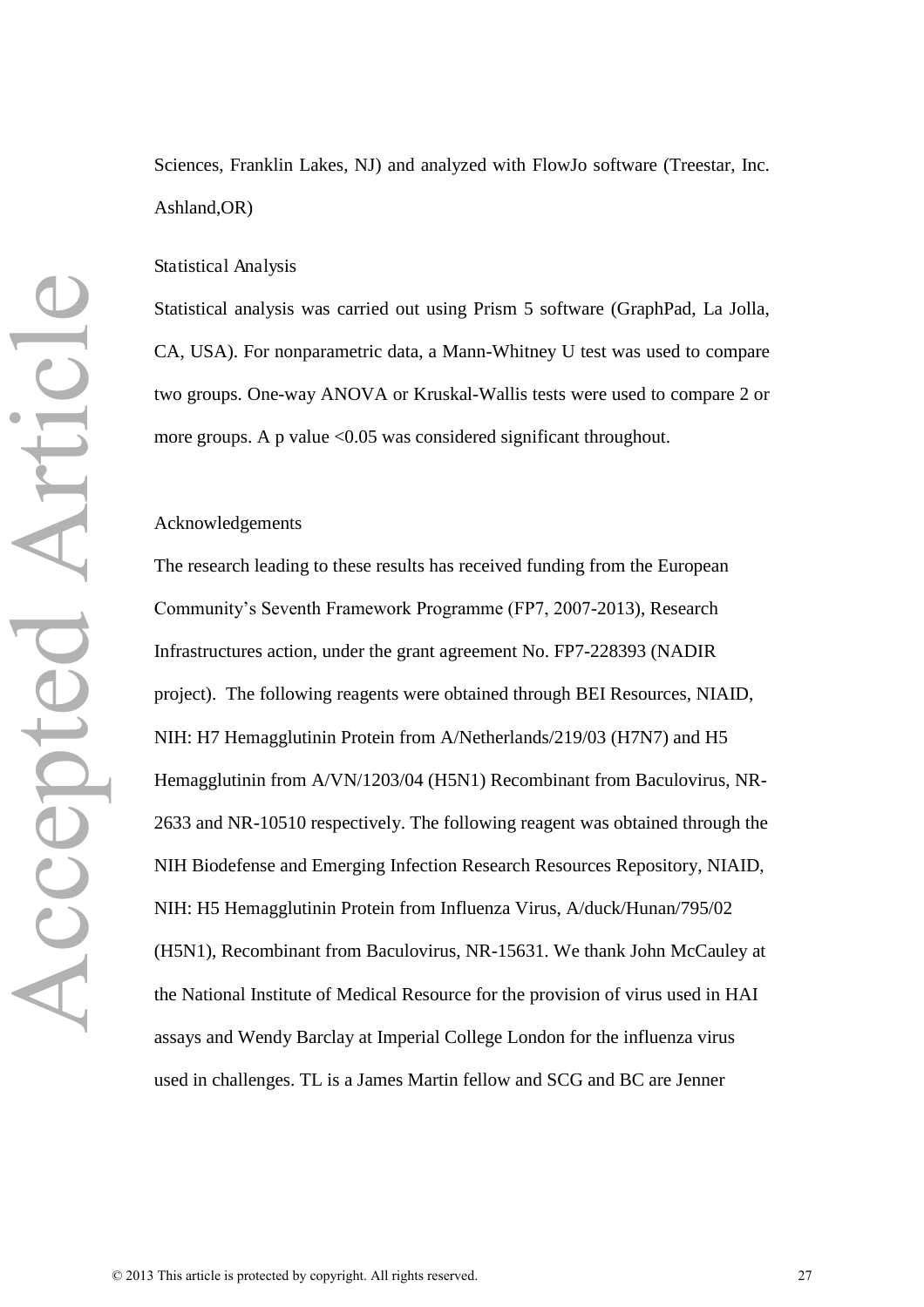Sciences, Franklin Lakes, NJ) and analyzed with FlowJo software (Treestar, Inc. Ashland,OR)

## Statistical Analysis

Statistical analysis was carried out using Prism 5 software (GraphPad, La Jolla, CA, USA). For nonparametric data, a Mann-Whitney U test was used to compare two groups. One-way ANOVA or Kruskal-Wallis tests were used to compare 2 or more groups. A p value <0.05 was considered significant throughout.

## Acknowledgements

The research leading to these results has received funding from the European Community's Seventh Framework Programme (FP7, 2007-2013), Research Infrastructures action, under the grant agreement No. FP7-228393 (NADIR project). The following reagents were obtained through BEI Resources, NIAID, NIH: H7 Hemagglutinin Protein from A/Netherlands/219/03 (H7N7) and H5 Hemagglutinin from A/VN/1203/04 (H5N1) Recombinant from Baculovirus, NR-2633 and NR-10510 respectively. The following reagent was obtained through the NIH Biodefense and Emerging Infection Research Resources Repository, NIAID, NIH: H5 Hemagglutinin Protein from Influenza Virus, A/duck/Hunan/795/02 (H5N1), Recombinant from Baculovirus, NR-15631. We thank John McCauley at the National Institute of Medical Resource for the provision of virus used in HAI assays and Wendy Barclay at Imperial College London for the influenza virus used in challenges. TL is a James Martin fellow and SCG and BC are Jenner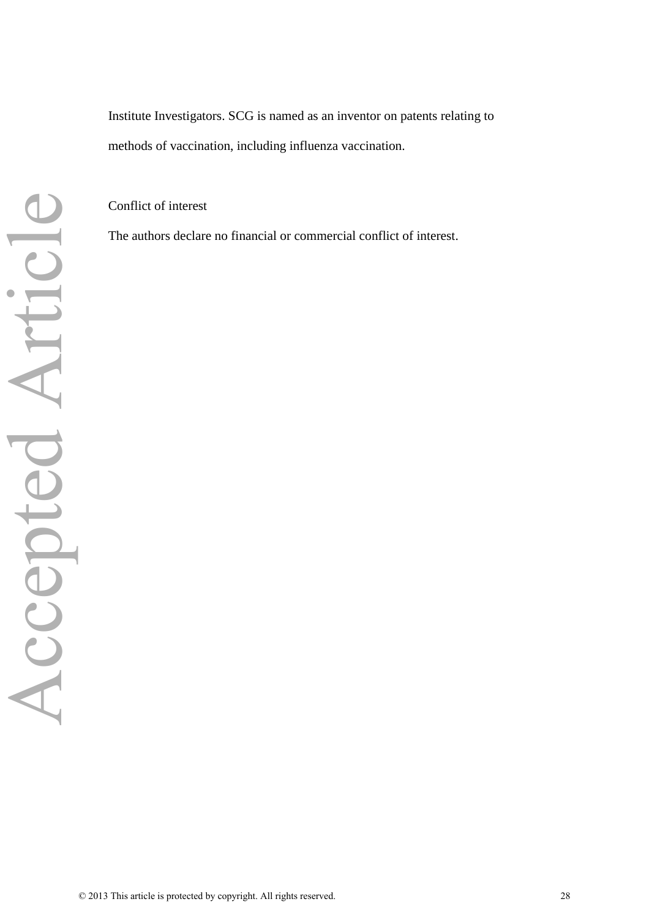Institute Investigators. SCG is named as an inventor on patents relating to methods of vaccination, including influenza vaccination.

## Conflict of interest

The authors declare no financial or commercial conflict of interest.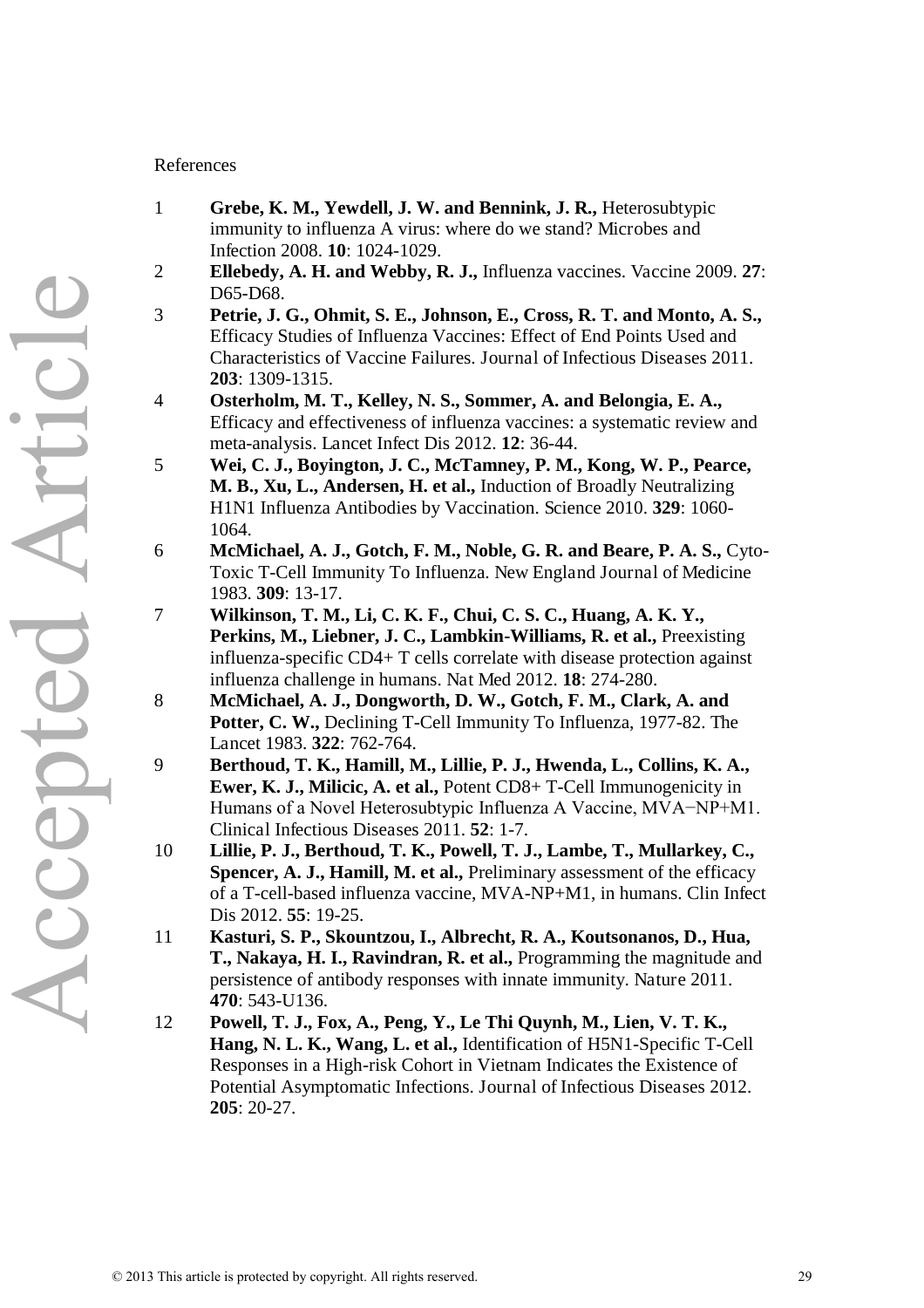References

1 **Grebe, K. M., Yewdell, J. W. and Bennink, J. R.,** Heterosubtypic immunity to influenza A virus: where do we stand? Microbes and Infection 2008. **10**: 1024-1029.

2 **Ellebedy, A. H. and Webby, R. J.,** Influenza vaccines. Vaccine 2009. **27**: D65-D68.

3 **Petrie, J. G., Ohmit, S. E., Johnson, E., Cross, R. T. and Monto, A. S.,** Efficacy Studies of Influenza Vaccines: Effect of End Points Used and Characteristics of Vaccine Failures. Journal of Infectious Diseases 2011. **203**: 1309-1315.

4 **Osterholm, M. T., Kelley, N. S., Sommer, A. and Belongia, E. A.,** Efficacy and effectiveness of influenza vaccines: a systematic review and meta-analysis. Lancet Infect Dis 2012. **12**: 36-44.

5 **Wei, C. J., Boyington, J. C., McTamney, P. M., Kong, W. P., Pearce, M. B., Xu, L., Andersen, H. et al.,** Induction of Broadly Neutralizing H1N1 Influenza Antibodies by Vaccination. Science 2010. **329**: 1060-1064.

6 **McMichael, A. J., Gotch, F. M., Noble, G. R. and Beare, P. A. S.,** Cyto-Toxic T-Cell Immunity To Influenza. New England Journal of Medicine 1983. **309**: 13-17.

7 **Wilkinson, T. M., Li, C. K. F., Chui, C. S. C., Huang, A. K. Y., Perkins, M., Liebner, J. C., Lambkin-Williams, R. et al.,** Preexisting influenza-specific CD4+ T cells correlate with disease protection against influenza challenge in humans. Nat Med 2012. **18**: 274-280.

8 **McMichael, A. J., Dongworth, D. W., Gotch, F. M., Clark, A. and Potter, C. W.,** Declining T-Cell Immunity To Influenza, 1977-82. The Lancet 1983. **322**: 762-764.

9 **Berthoud, T. K., Hamill, M., Lillie, P. J., Hwenda, L., Collins, K. A., Ewer, K. J., Milicic, A. et al.,** Potent CD8+ T-Cell Immunogenicity in Humans of a Novel Heterosubtypic Influenza A Vaccine, MVA−NP+M1. Clinical Infectious Diseases 2011. **52**: 1-7.

10 **Lillie, P. J., Berthoud, T. K., Powell, T. J., Lambe, T., Mullarkey, C., Spencer, A. J., Hamill, M. et al.,** Preliminary assessment of the efficacy of a T-cell-based influenza vaccine, MVA-NP+M1, in humans. Clin Infect Dis 2012. **55**: 19-25.

11 **Kasturi, S. P., Skountzou, I., Albrecht, R. A., Koutsonanos, D., Hua, T., Nakaya, H. I., Ravindran, R. et al.,** Programming the magnitude and persistence of antibody responses with innate immunity. Nature 2011. **470**: 543-U136.

12 **Powell, T. J., Fox, A., Peng, Y., Le Thi Quynh, M., Lien, V. T. K., Hang, N. L. K., Wang, L. et al.,** Identification of H5N1-Specific T-Cell Responses in a High-risk Cohort in Vietnam Indicates the Existence of Potential Asymptomatic Infections. Journal of Infectious Diseases 2012. **205**: 20-27.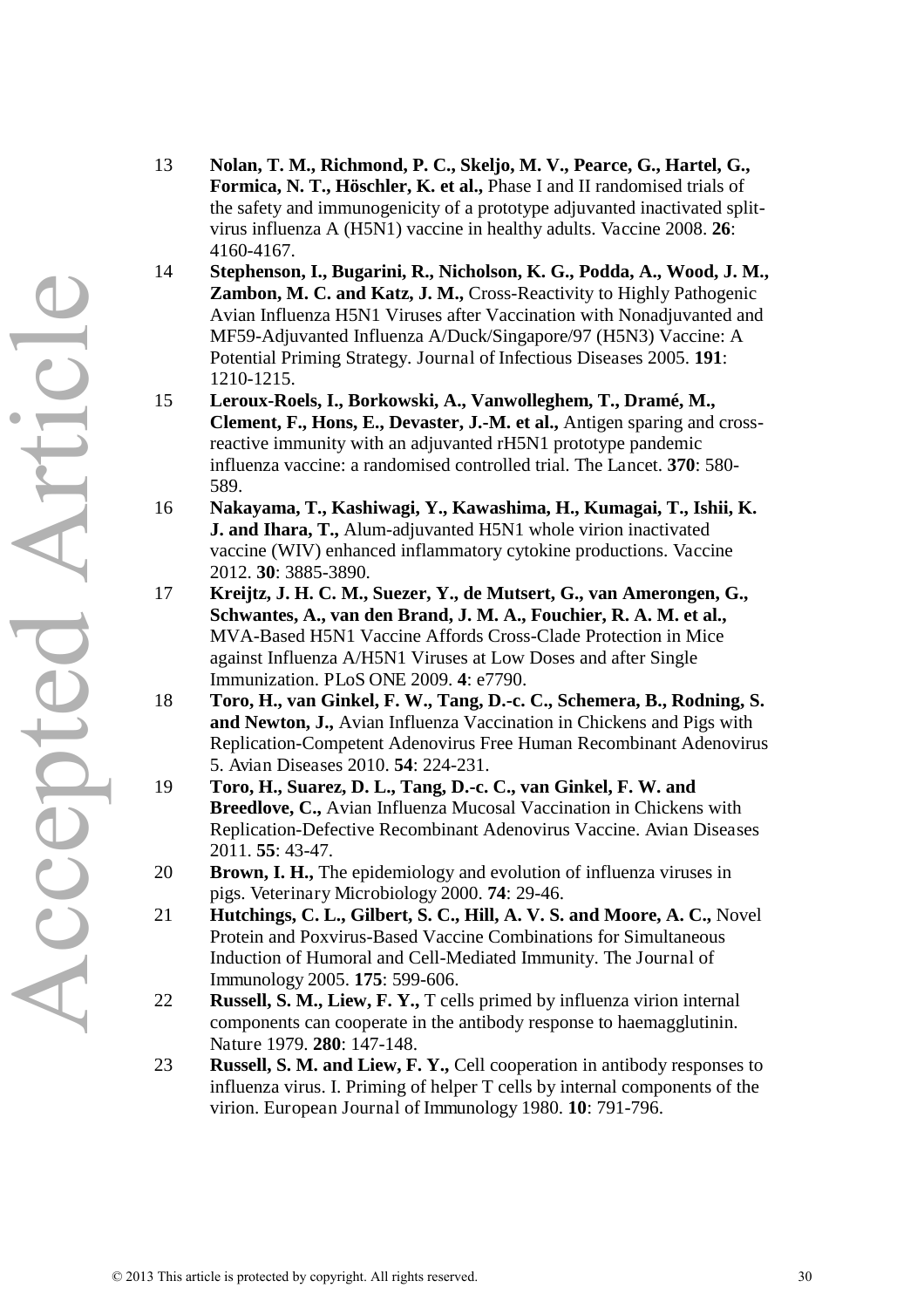13 **Nolan, T. M., Richmond, P. C., Skeljo, M. V., Pearce, G., Hartel, G., Formica, N. T., Höschler, K. et al.,** Phase I and II randomised trials of the safety and immunogenicity of a prototype adjuvanted inactivated split-virus influenza A (H5N1) vaccine in healthy adults. Vaccine 2008. **26**: 4160-4167.

14 **Stephenson, I., Bugarini, R., Nicholson, K. G., Podda, A., Wood, J. M., Zambon, M. C. and Katz, J. M.,** Cross-Reactivity to Highly Pathogenic Avian Influenza H5N1 Viruses after Vaccination with Nonadjuvanted and MF59-Adjuvanted Influenza A/Duck/Singapore/97 (H5N3) Vaccine: A Potential Priming Strategy. Journal of Infectious Diseases 2005. **191**: 1210-1215.

15 **Leroux-Roels, I., Borkowski, A., Vanwolleghem, T., Dramé, M., Clement, F., Hons, E., Devaster, J.-M. et al.,** Antigen sparing and cross-reactive immunity with an adjuvanted rH5N1 prototype pandemic influenza vaccine: a randomised controlled trial. The Lancet. **370**: 580-589.

16 **Nakayama, T., Kashiwagi, Y., Kawashima, H., Kumagai, T., Ishii, K. J. and Ihara, T.,** Alum-adjuvanted H5N1 whole virion inactivated vaccine (WIV) enhanced inflammatory cytokine productions. Vaccine 2012. **30**: 3885-3890.

17 **Kreijtz, J. H. C. M., Suezer, Y., de Mutsert, G., van Amerongen, G., Schwantes, A., van den Brand, J. M. A., Fouchier, R. A. M. et al.,** MVA-Based H5N1 Vaccine Affords Cross-Clade Protection in Mice against Influenza A/H5N1 Viruses at Low Doses and after Single Immunization. PLoS ONE 2009. **4**: e7790.

18 **Toro, H., van Ginkel, F. W., Tang, D.-c. C., Schemera, B., Rodning, S. and Newton, J.,** Avian Influenza Vaccination in Chickens and Pigs with Replication-Competent Adenovirus Free Human Recombinant Adenovirus 5. Avian Diseases 2010. **54**: 224-231.

19 **Toro, H., Suarez, D. L., Tang, D.-c. C., van Ginkel, F. W. and Breedlove, C.,** Avian Influenza Mucosal Vaccination in Chickens with Replication-Defective Recombinant Adenovirus Vaccine. Avian Diseases 2011. **55**: 43-47.

20 **Brown, I. H.,** The epidemiology and evolution of influenza viruses in pigs. Veterinary Microbiology 2000. **74**: 29-46.

21 **Hutchings, C. L., Gilbert, S. C., Hill, A. V. S. and Moore, A. C.,** Novel Protein and Poxvirus-Based Vaccine Combinations for Simultaneous Induction of Humoral and Cell-Mediated Immunity. The Journal of Immunology 2005. **175**: 599-606.

22 **Russell, S. M., Liew, F. Y.,** T cells primed by influenza virion internal components can cooperate in the antibody response to haemagglutinin. Nature 1979. **280**: 147-148.

23 **Russell, S. M. and Liew, F. Y.,** Cell cooperation in antibody responses to influenza virus. I. Priming of helper T cells by internal components of the virion. European Journal of Immunology 1980. **10**: 791-796.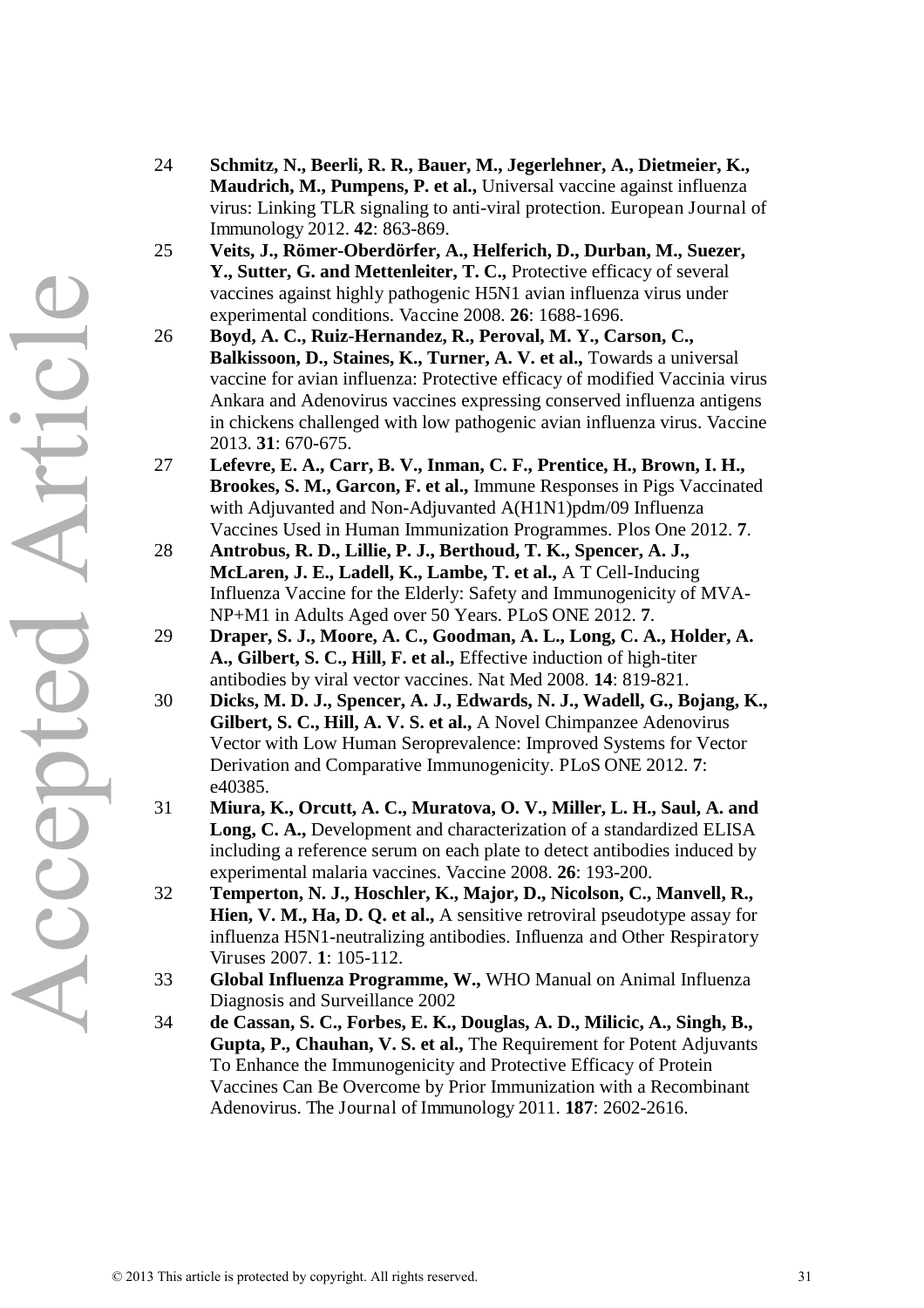24 **Schmitz, N., Beerli, R. R., Bauer, M., Jegerlehner, A., Dietmeier, K., Maudrich, M., Pumpens, P. et al.,** Universal vaccine against influenza virus: Linking TLR signaling to anti-viral protection. European Journal of Immunology 2012. **42**: 863-869.

25 **Veits, J., Römer-Oberdörfer, A., Helferich, D., Durban, M., Suezer, Y., Sutter, G. and Mettenleiter, T. C.,** Protective efficacy of several vaccines against highly pathogenic H5N1 avian influenza virus under experimental conditions. Vaccine 2008. **26**: 1688-1696.

26 **Boyd, A. C., Ruiz-Hernandez, R., Peroval, M. Y., Carson, C., Balkissoon, D., Staines, K., Turner, A. V. et al.,** Towards a universal vaccine for avian influenza: Protective efficacy of modified Vaccinia virus Ankara and Adenovirus vaccines expressing conserved influenza antigens in chickens challenged with low pathogenic avian influenza virus. Vaccine 2013. **31**: 670-675.

27 **Lefevre, E. A., Carr, B. V., Inman, C. F., Prentice, H., Brown, I. H., Brookes, S. M., Garcon, F. et al.,** Immune Responses in Pigs Vaccinated with Adjuvanted and Non-Adjuvanted A(H1N1)pdm/09 Influenza Vaccines Used in Human Immunization Programmes. Plos One 2012. **7**.

28 **Antrobus, R. D., Lillie, P. J., Berthoud, T. K., Spencer, A. J., McLaren, J. E., Ladell, K., Lambe, T. et al.,** A T Cell-Inducing Influenza Vaccine for the Elderly: Safety and Immunogenicity of MVA-NP+M1 in Adults Aged over 50 Years. PLoS ONE 2012. **7**.

29 **Draper, S. J., Moore, A. C., Goodman, A. L., Long, C. A., Holder, A. A., Gilbert, S. C., Hill, F. et al.,** Effective induction of high-titer antibodies by viral vector vaccines. Nat Med 2008. **14**: 819-821.

30 **Dicks, M. D. J., Spencer, A. J., Edwards, N. J., Wadell, G., Bojang, K., Gilbert, S. C., Hill, A. V. S. et al.,** A Novel Chimpanzee Adenovirus Vector with Low Human Seroprevalence: Improved Systems for Vector Derivation and Comparative Immunogenicity. PLoS ONE 2012. **7**: e40385.

31 **Miura, K., Orcutt, A. C., Muratova, O. V., Miller, L. H., Saul, A. and Long, C. A.,** Development and characterization of a standardized ELISA including a reference serum on each plate to detect antibodies induced by experimental malaria vaccines. Vaccine 2008. **26**: 193-200.

32 **Temperton, N. J., Hoschler, K., Major, D., Nicolson, C., Manvell, R., Hien, V. M., Ha, D. Q. et al.,** A sensitive retroviral pseudotype assay for influenza H5N1-neutralizing antibodies. Influenza and Other Respiratory Viruses 2007. **1**: 105-112.

33 **Global Influenza Programme, W.,** WHO Manual on Animal Influenza Diagnosis and Surveillance 2002

34 **de Cassan, S. C., Forbes, E. K., Douglas, A. D., Milicic, A., Singh, B., Gupta, P., Chauhan, V. S. et al.,** The Requirement for Potent Adjuvants To Enhance the Immunogenicity and Protective Efficacy of Protein Vaccines Can Be Overcome by Prior Immunization with a Recombinant Adenovirus. The Journal of Immunology 2011. **187**: 2602-2616.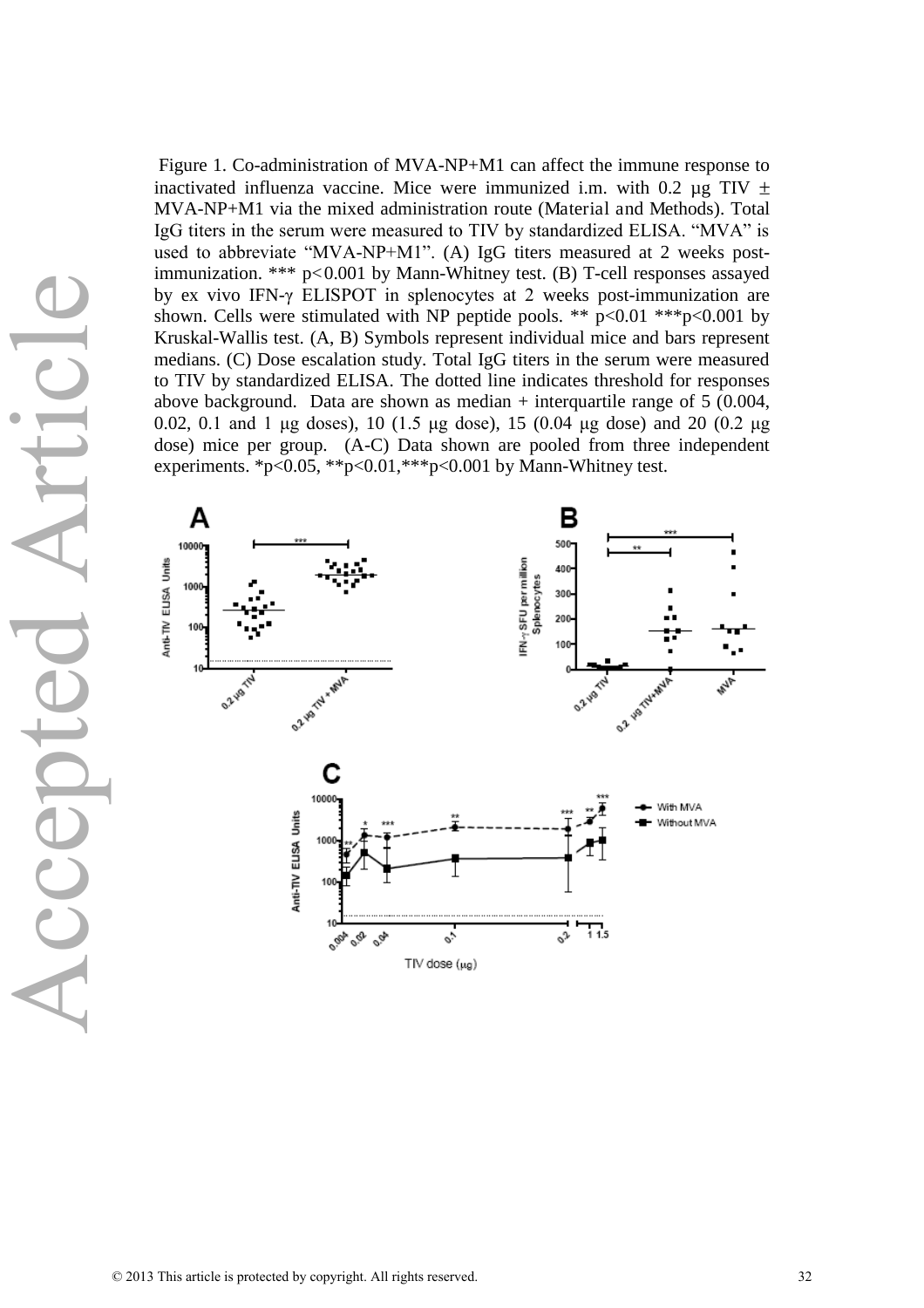Figure 1. Co-administration of MVA-NP+M1 can affect the immune response to inactivated influenza vaccine. Mice were immunized i.m. with 0.2 μg TIV ± MVA-NP+M1 via the mixed administration route (Material and Methods). Total IgG titers in the serum were measured to TIV by standardized ELISA. "MVA" is used to abbreviate "MVA-NP+M1". (A) IgG titers measured at 2 weeks post-immunization. *** $p<0.001$ by Mann-Whitney test. (B) T-cell responses assayed by ex vivo IFN-γ ELISPOT in splenocytes at 2 weeks post-immunization are shown. Cells were stimulated with NP peptide pools. ** $p<0.01$ *** $p<0.001$ by Kruskal-Wallis test. (A, B) Symbols represent individual mice and bars represent medians. (C) Dose escalation study. Total IgG titers in the serum were measured to TIV by standardized ELISA. The dotted line indicates threshold for responses above background. Data are shown as median + interquartile range of 5 (0.004, 0.02, 0.1 and 1 μg doses), 10 (1.5 μg dose), 15 (0.04 μg dose) and 20 (0.2 μg dose) mice per group. (A-C) Data shown are pooled from three independent experiments. * $p<0.05$, ** $p<0.01$, *** $p<0.001$ by Mann-Whitney test.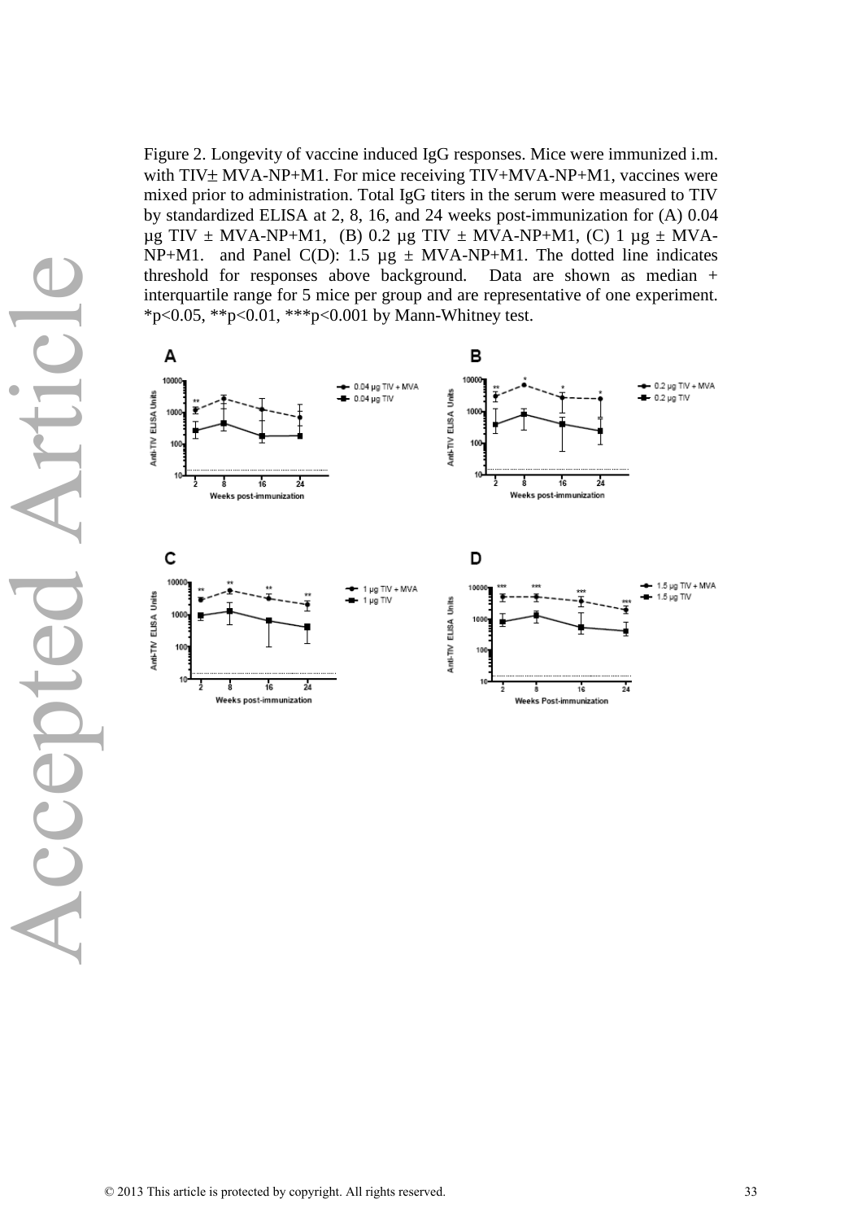Figure 2. Longevity of vaccine induced IgG responses. Mice were immunized i.m. with TIV± MVA-NP+M1. For mice receiving TIV+MVA-NP+M1, vaccines were mixed prior to administration. Total IgG titers in the serum were measured to TIV by standardized ELISA at 2, 8, 16, and 24 weeks post-immunization for (A) 0.04 µg TIV ± MVA-NP+M1, (B) 0.2 µg TIV ± MVA-NP+M1, (C) 1 µg ± MVA-NP+M1. and Panel C(D): 1.5 µg ± MVA-NP+M1. The dotted line indicates threshold for responses above background. Data are shown as median + interquartile range for 5 mice per group and are representative of one experiment. *p<0.05, **p<0.01, ***p<0.001 by Mann-Whitney test.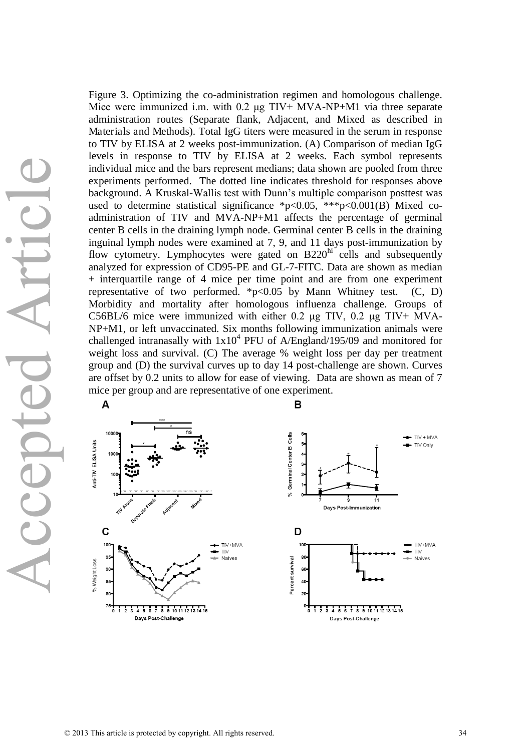Figure 3. Optimizing the co-administration regimen and homologous challenge. Mice were immunized i.m. with 0.2 μg TIV+ MVA-NP+M1 via three separate administration routes (Separate flank, Adjacent, and Mixed as described in Materials and Methods). Total IgG titers were measured in the serum in response to TIV by ELISA at 2 weeks post-immunization. (A) Comparison of median IgG levels in response to TIV by ELISA at 2 weeks. Each symbol represents individual mice and the bars represent medians; data shown are pooled from three experiments performed. The dotted line indicates threshold for responses above background. A Kruskal-Wallis test with Dunn's multiple comparison posttest was used to determine statistical significance $^*p<0.05$, $^{***}p<0.001$(B) Mixed co-administration of TIV and MVA-NP+M1 affects the percentage of germinal center B cells in the draining lymph node. Germinal center B cells in the draining inguinal lymph nodes were examined at 7, 9, and 11 days post-immunization by flow cytometry. Lymphocytes were gated on $B220^{hi}$ cells and subsequently analyzed for expression of CD95-PE and GL-7-FITC. Data are shown as median + interquartile range of 4 mice per time point and are from one experiment representative of two performed. $^*p<0.05$ by Mann Whitney test. (C, D) Morbidity and mortality after homologous influenza challenge. Groups of C56BL/6 mice were immunized with either 0.2 μg TIV, 0.2 μg TIV+ MVA-NP+M1, or left unvaccinated. Six months following immunization animals were challenged intranasally with $1x10^4$ PFU of A/England/195/09 and monitored for weight loss and survival. (C) The average % weight loss per day per treatment group and (D) the survival curves up to day 14 post-challenge are shown. Curves are offset by 0.2 units to allow for ease of viewing. Data are shown as mean of 7 mice per group and are representative of one experiment.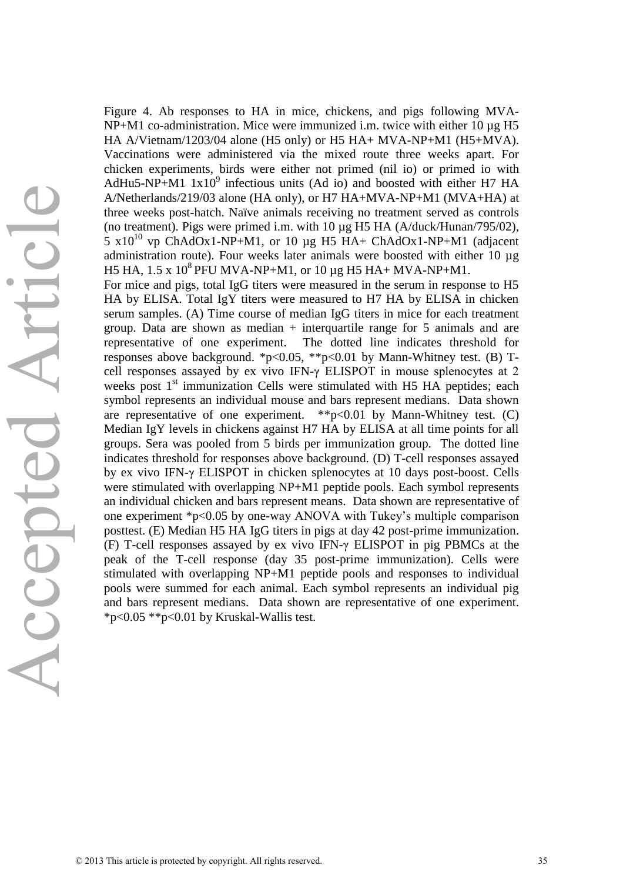Figure 4. Ab responses to HA in mice, chickens, and pigs following MVA-NP+M1 co-administration. Mice were immunized i.m. twice with either 10 µg H5 HA A/Vietnam/1203/04 alone (H5 only) or H5 HA+ MVA-NP+M1 (H5+MVA). Vaccinations were administered via the mixed route three weeks apart. For chicken experiments, birds were either not primed (nil io) or primed io with AdHu5-NP+M1 $1x10^9$ infectious units (Ad io) and boosted with either H7 HA A/Netherlands/219/03 alone (HA only), or H7 HA+MVA-NP+M1 (MVA+HA) at three weeks post-hatch. Naïve animals receiving no treatment served as controls (no treatment). Pigs were primed i.m. with 10 µg H5 HA (A/duck/Hunan/795/02), 5 $x10^{10}$ vp ChAdOx1-NP+M1, or 10 µg H5 HA+ ChAdOx1-NP+M1 (adjacent administration route). Four weeks later animals were boosted with either 10 µg H5 HA, 1.5 x $10^8$ PFU MVA-NP+M1, or 10 µg H5 HA+ MVA-NP+M1.

For mice and pigs, total IgG titers were measured in the serum in response to H5 HA by ELISA. Total IgY titers were measured to H7 HA by ELISA in chicken serum samples. (A) Time course of median IgG titers in mice for each treatment group. Data are shown as median + interquartile range for 5 animals and are representative of one experiment. The dotted line indicates threshold for responses above background. *p<0.05, **p<0.01 by Mann-Whitney test. (B) T-cell responses assayed by ex vivo IFN-γ ELISPOT in mouse splenocytes at 2 weeks post 1st immunization Cells were stimulated with H5 HA peptides; each symbol represents an individual mouse and bars represent medians. Data shown are representative of one experiment. **p<0.01 by Mann-Whitney test. (C) Median IgY levels in chickens against H7 HA by ELISA at all time points for all groups. Sera was pooled from 5 birds per immunization group. The dotted line indicates threshold for responses above background. (D) T-cell responses assayed by ex vivo IFN-γ ELISPOT in chicken splenocytes at 10 days post-boost. Cells were stimulated with overlapping NP+M1 peptide pools. Each symbol represents an individual chicken and bars represent means. Data shown are representative of one experiment *p<0.05 by one-way ANOVA with Tukey's multiple comparison posttest. (E) Median H5 HA IgG titers in pigs at day 42 post-prime immunization. (F) T-cell responses assayed by ex vivo IFN-γ ELISPOT in pig PBMCs at the peak of the T-cell response (day 35 post-prime immunization). Cells were stimulated with overlapping NP+M1 peptide pools and responses to individual pools were summed for each animal. Each symbol represents an individual pig and bars represent medians. Data shown are representative of one experiment. *p<0.05 **p<0.01 by Kruskal-Wallis test.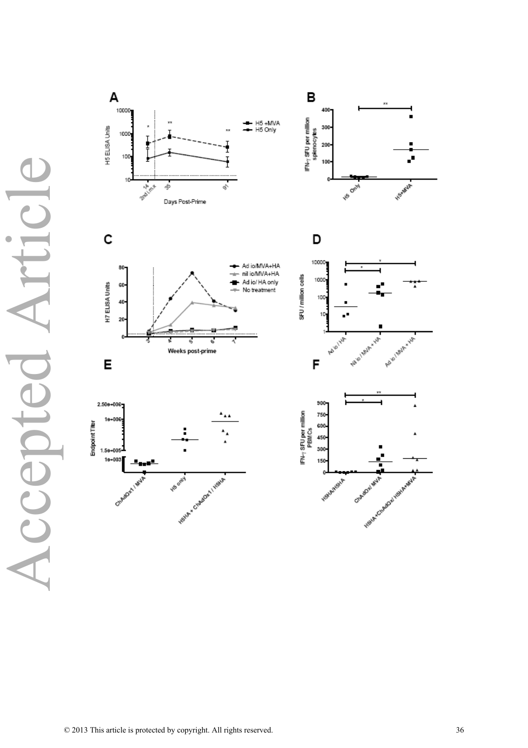A

H5 ELISA Units

Days Post-Prime

14 2nd i.m.x 35 91

H5 +MVA
H5 Only

B

IFN-γ SFU per million splenocytes

H5 Only H5+MVA

C

H7 ELISA Units

Weeks post-prime

Ad io/MVA+HA
nil io/MVA+HA
Ad io/ HA only
No treatment

D

SFU / million cells

Ad io / HA Nil io / MVA + HA Ad io / MVA + HA

E

Endpoint Titer

ChAdOx1 / MVA H5 only H5HA + ChAdOx1 / H5HA

F

IFN-γ SFU per million PBMCs

H5HA/H5HA ChAdOx/ MVA H5HA+ChAdOx/ H5HA+MVA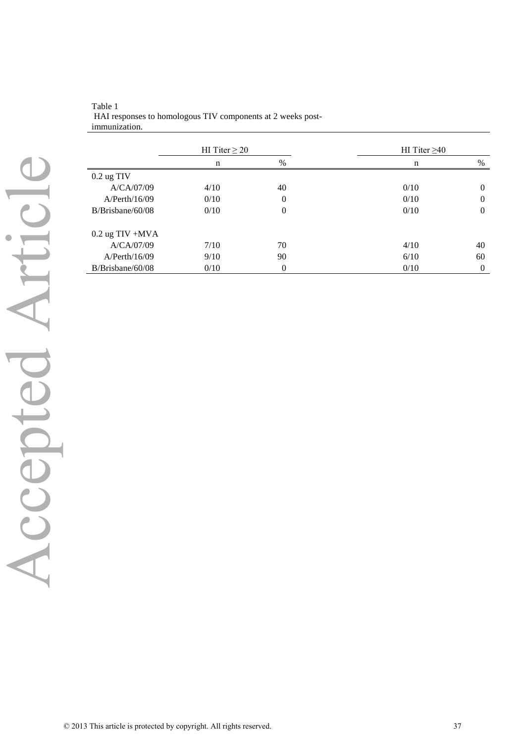Table 1
HAI responses to homologous TIV components at 2 weeks post-immunization.

| | HI Titer ≥ 20 | | HI Titer ≥40 | |
|---|---|---|---|---|
| | n | % | n | % |
| 0.2 ug TIV | | | | |
| A/CA/07/09 | 4/10 | 40 | 0/10 | 0 |
| A/Perth/16/09 | 0/10 | 0 | 0/10 | 0 |
| B/Brisbane/60/08 | 0/10 | 0 | 0/10 | 0 |
| 0.2 ug TIV +MVA | | | | |
| A/CA/07/09 | 7/10 | 70 | 4/10 | 40 |
| A/Perth/16/09 | 9/10 | 90 | 6/10 | 60 |
| B/Brisbane/60/08 | 0/10 | 0 | 0/10 | 0 |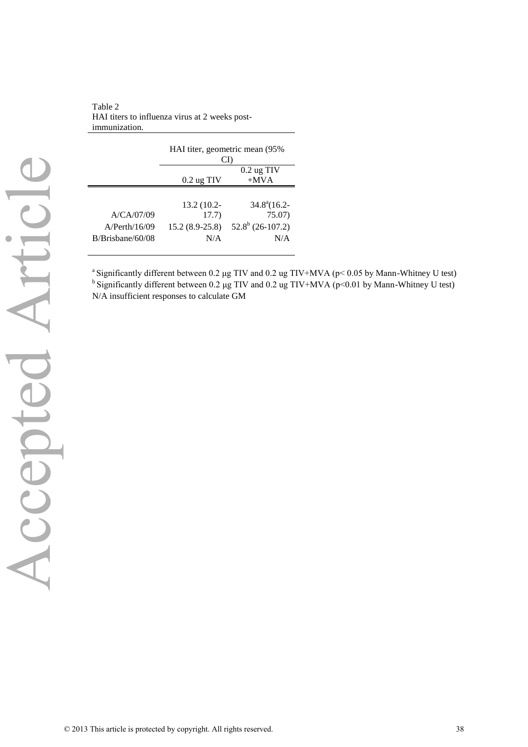Table 2
HAI titers to influenza virus at 2 weeks post-immunization.

| | HAI titer, geometric mean (95% CI) | |
|---|---|---|
| | 0.2 ug TIV | 0.2 ug TIV +MVA |
| A/CA/07/09 | 13.2 (10.2-17.7) | 34.8[a](16.2-75.07) |
| A/Perth/16/09 | 15.2 (8.9-25.8) | 52.8[b] (26-107.2) |
| B/Brisbane/60/08 | N/A | N/A |

[a] Significantly different between 0.2 μg TIV and 0.2 ug TIV+MVA ($p < 0.05$ by Mann-Whitney U test)
[b] Significantly different between 0.2 μg TIV and 0.2 ug TIV+MVA ($p<0.01$ by Mann-Whitney U test)
N/A insufficient responses to calculate GM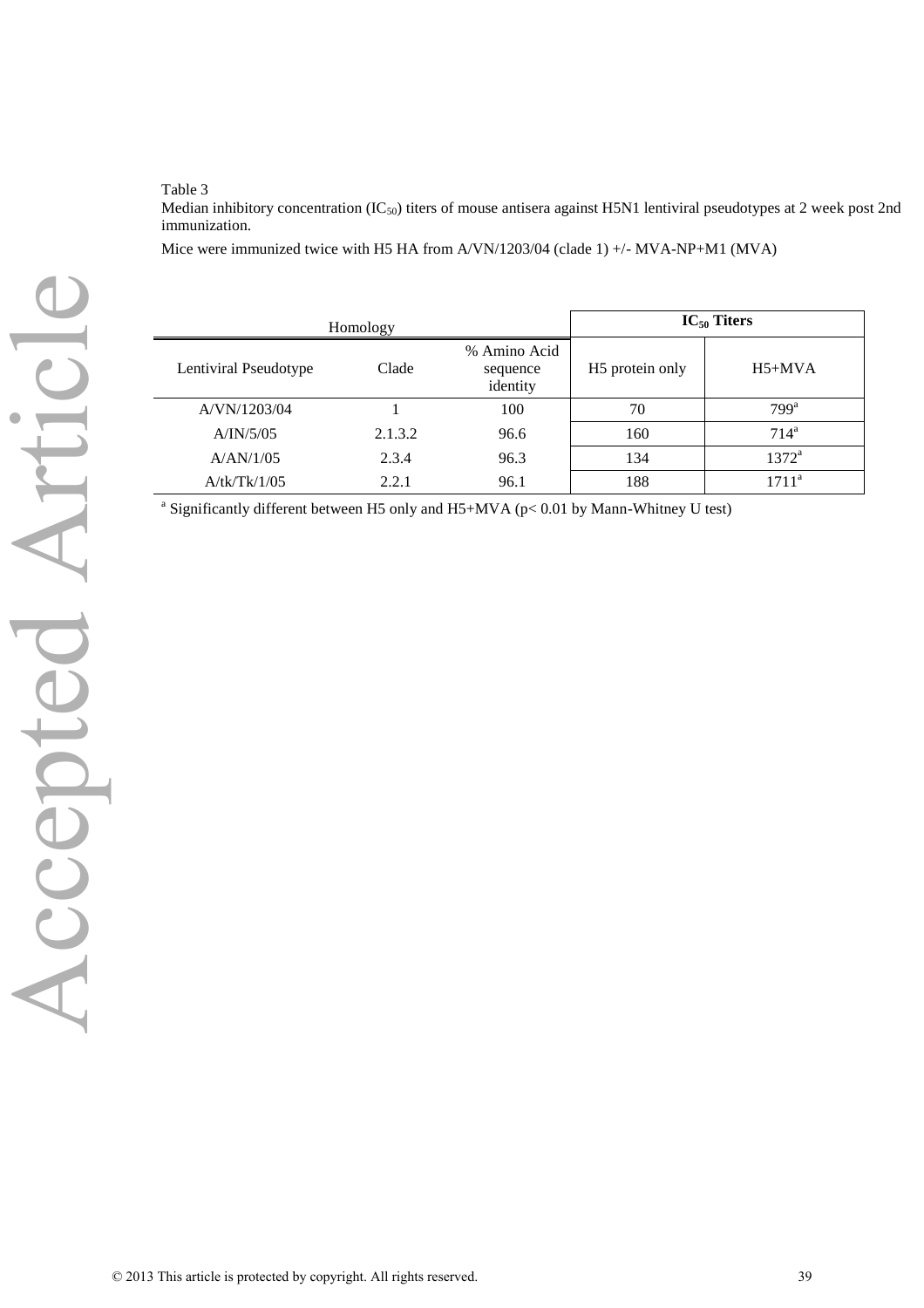Table 3

Median inhibitory concentration ($IC_{50}$) titers of mouse antisera against H5N1 lentiviral pseudotypes at 2 week post 2nd immunization.

Mice were immunized twice with H5 HA from A/VN/1203/04 (clade 1) +/- MVA-NP+M1 (MVA)

| Homology | | | **$IC_{50}$ Titers** | |
|---|---|---|---|---|
| Lentiviral Pseudotype | Clade | % Amino Acid sequence identity | H5 protein only | H5+MVA |
| A/VN/1203/04 | 1 | 100 | 70 | 799[a] |
| A/IN/5/05 | 2.1.3.2 | 96.6 | 160 | 714[a] |
| A/AN/1/05 | 2.3.4 | 96.3 | 134 | 1372[a] |
| A/tk/Tk/1/05 | 2.2.1 | 96.1 | 188 | 1711[a] |

[a] Significantly different between H5 only and H5+MVA ($p < 0.01$ by Mann-Whitney U test)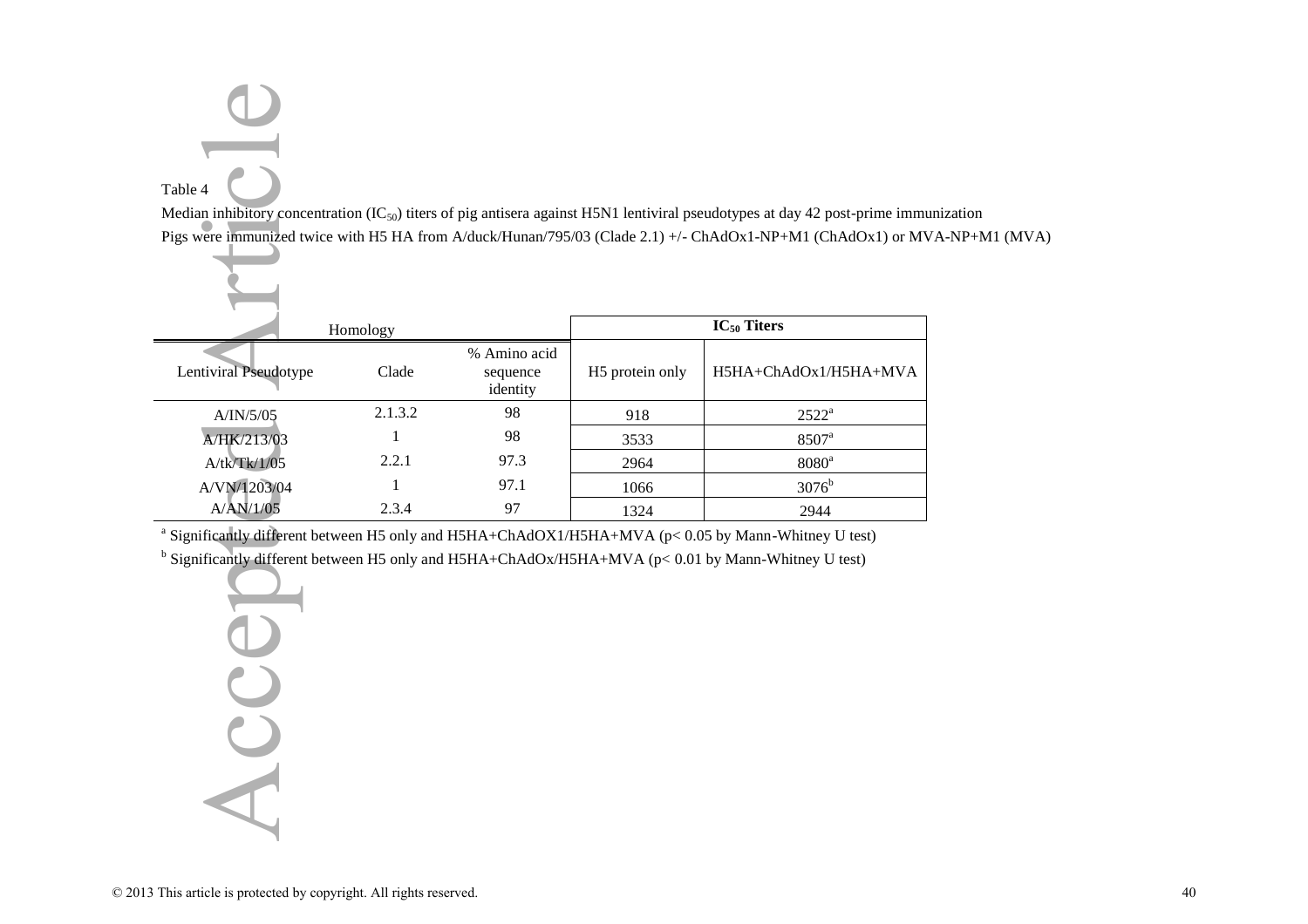Table 4

Median inhibitory concentration ($IC_{50}$) titers of pig antisera against H5N1 lentiviral pseudotypes at day 42 post-prime immunization

Pigs were immunized twice with H5 HA from A/duck/Hunan/795/03 (Clade 2.1) +/- ChAdOx1-NP+M1 (ChAdOx1) or MVA-NP+M1 (MVA)

| Homology | | | $IC_{50}$ Titers | |
|---|---|---|---|---|
| Lentiviral Pseudotype | Clade | % Amino acid sequence identity | H5 protein only | H5HA+ChAdOx1/H5HA+MVA |
| A/IN/5/05 | 2.1.3.2 | 98 | 918 | 2522[a] |
| A/HK/213/03 | 1 | 98 | 3533 | 8507[a] |
| A/tk/Tk/1/05 | 2.2.1 | 97.3 | 2964 | 8080[a] |
| A/VN/1203/04 | 1 | 97.1 | 1066 | 3076[b] |
| A/AN/1/05 | 2.3.4 | 97 | 1324 | 2944 |

[a] Significantly different between H5 only and H5HA+ChAdOX1/H5HA+MVA ($p < 0.05$ by Mann-Whitney U test)

[b] Significantly different between H5 only and H5HA+ChAdOx/H5HA+MVA ($p < 0.01$ by Mann-Whitney U test)